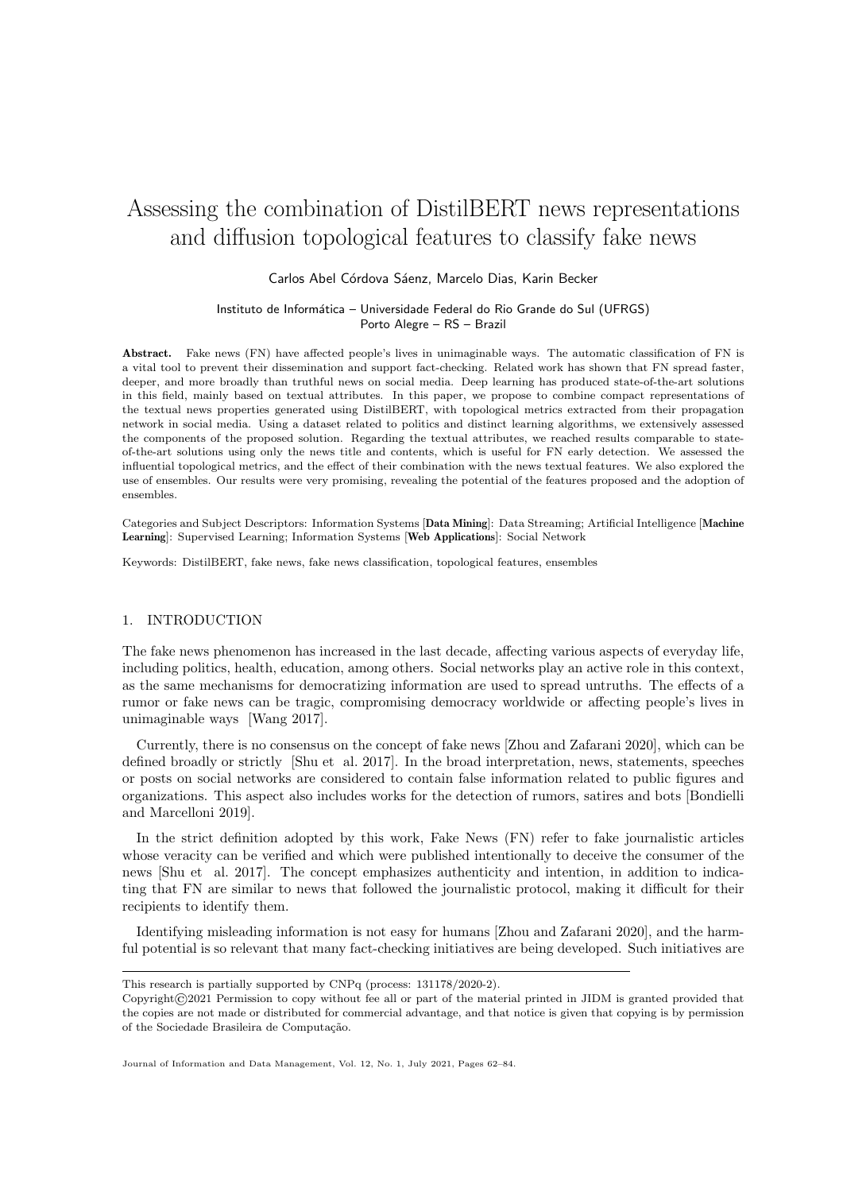# Assessing the combination of DistilBERT news representations and diffusion topological features to classify fake news

Carlos Abel Córdova Sáenz, Marcelo Dias, Karin Becker

Instituto de Informática – Universidade Federal do Rio Grande do Sul (UFRGS)
Porto Alegre – RS – Brazil

**Abstract.** Fake news (FN) have affected people's lives in unimaginable ways. The automatic classification of FN is a vital tool to prevent their dissemination and support fact-checking. Related work has shown that FN spread faster, deeper, and more broadly than truthful news on social media. Deep learning has produced state-of-the-art solutions in this field, mainly based on textual attributes. In this paper, we propose to combine compact representations of the textual news properties generated using DistilBERT, with topological metrics extracted from their propagation network in social media. Using a dataset related to politics and distinct learning algorithms, we extensively assessed the components of the proposed solution. Regarding the textual attributes, we reached results comparable to state-of-the-art solutions using only the news title and contents, which is useful for FN early detection. We assessed the influential topological metrics, and the effect of their combination with the news textual features. We also explored the use of ensembles. Our results were very promising, revealing the potential of the features proposed and the adoption of ensembles.

Categories and Subject Descriptors: Information Systems [**Data Mining**]: Data Streaming; Artificial Intelligence [**Machine Learning**]: Supervised Learning; Information Systems [**Web Applications**]: Social Network

Keywords: DistilBERT, fake news, fake news classification, topological features, ensembles

## 1. INTRODUCTION

The fake news phenomenon has increased in the last decade, affecting various aspects of everyday life, including politics, health, education, among others. Social networks play an active role in this context, as the same mechanisms for democratizing information are used to spread untruths. The effects of a rumor or fake news can be tragic, compromising democracy worldwide or affecting people's lives in unimaginable ways [Wang 2017].

Currently, there is no consensus on the concept of fake news [Zhou and Zafarani 2020], which can be defined broadly or strictly [Shu et al. 2017]. In the broad interpretation, news, statements, speeches or posts on social networks are considered to contain false information related to public figures and organizations. This aspect also includes works for the detection of rumors, satires and bots [Bondielli and Marcelloni 2019].

In the strict definition adopted by this work, Fake News (FN) refer to fake journalistic articles whose veracity can be verified and which were published intentionally to deceive the consumer of the news [Shu et al. 2017]. The concept emphasizes authenticity and intention, in addition to indicating that FN are similar to news that followed the journalistic protocol, making it difficult for their recipients to identify them.

Identifying misleading information is not easy for humans [Zhou and Zafarani 2020], and the harmful potential is so relevant that many fact-checking initiatives are being developed. Such initiatives are

---

This research is partially supported by CNPq (process: 131178/2020-2).

Copyright©2021 Permission to copy without fee all or part of the material printed in JIDM is granted provided that the copies are not made or distributed for commercial advantage, and that notice is given that copying is by permission of the Sociedade Brasileira de Computação.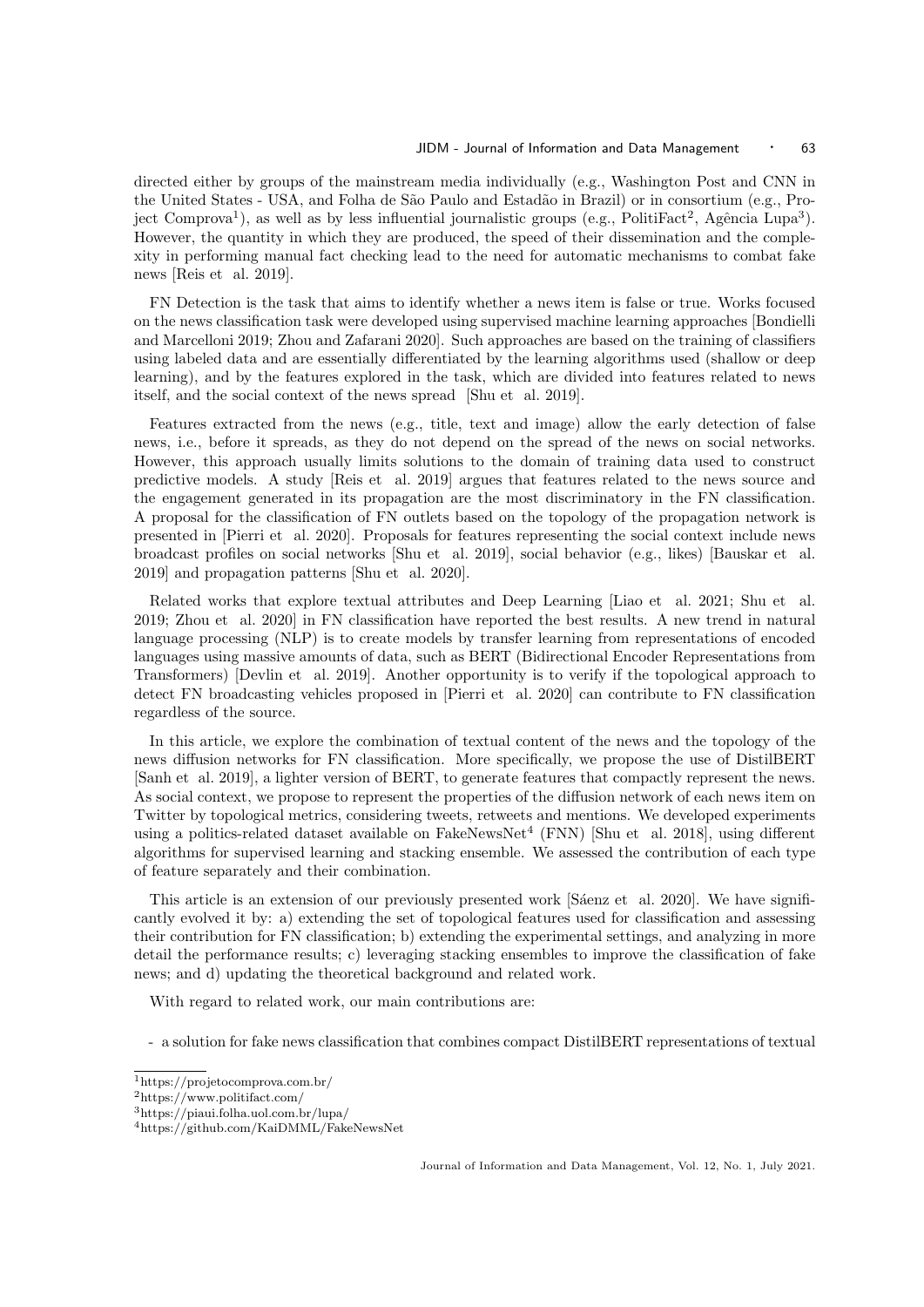directed either by groups of the mainstream media individually (e.g., Washington Post and CNN in the United States - USA, and Folha de São Paulo and Estadão in Brazil) or in consortium (e.g., Project Comprova[1]), as well as by less influential journalistic groups (e.g., PolitiFact[2], Agência Lupa[3]). However, the quantity in which they are produced, the speed of their dissemination and the complexity in performing manual fact checking lead to the need for automatic mechanisms to combat fake news [Reis et al. 2019].

FN Detection is the task that aims to identify whether a news item is false or true. Works focused on the news classification task were developed using supervised machine learning approaches [Bondielli and Marcelloni 2019; Zhou and Zafarani 2020]. Such approaches are based on the training of classifiers using labeled data and are essentially differentiated by the learning algorithms used (shallow or deep learning), and by the features explored in the task, which are divided into features related to news itself, and the social context of the news spread [Shu et al. 2019].

Features extracted from the news (e.g., title, text and image) allow the early detection of false news, i.e., before it spreads, as they do not depend on the spread of the news on social networks. However, this approach usually limits solutions to the domain of training data used to construct predictive models. A study [Reis et al. 2019] argues that features related to the news source and the engagement generated in its propagation are the most discriminatory in the FN classification. A proposal for the classification of FN outlets based on the topology of the propagation network is presented in [Pierri et al. 2020]. Proposals for features representing the social context include news broadcast profiles on social networks [Shu et al. 2019], social behavior (e.g., likes) [Bauskar et al. 2019] and propagation patterns [Shu et al. 2020].

Related works that explore textual attributes and Deep Learning [Liao et al. 2021; Shu et al. 2019; Zhou et al. 2020] in FN classification have reported the best results. A new trend in natural language processing (NLP) is to create models by transfer learning from representations of encoded languages using massive amounts of data, such as BERT (Bidirectional Encoder Representations from Transformers) [Devlin et al. 2019]. Another opportunity is to verify if the topological approach to detect FN broadcasting vehicles proposed in [Pierri et al. 2020] can contribute to FN classification regardless of the source.

In this article, we explore the combination of textual content of the news and the topology of the news diffusion networks for FN classification. More specifically, we propose the use of DistilBERT [Sanh et al. 2019], a lighter version of BERT, to generate features that compactly represent the news. As social context, we propose to represent the properties of the diffusion network of each news item on Twitter by topological metrics, considering tweets, retweets and mentions. We developed experiments using a politics-related dataset available on FakeNewsNet[4] (FNN) [Shu et al. 2018], using different algorithms for supervised learning and stacking ensemble. We assessed the contribution of each type of feature separately and their combination.

This article is an extension of our previously presented work [Sáenz et al. 2020]. We have significantly evolved it by: a) extending the set of topological features used for classification and assessing their contribution for FN classification; b) extending the experimental settings, and analyzing in more detail the performance results; c) leveraging stacking ensembles to improve the classification of fake news; and d) updating the theoretical background and related work.

With regard to related work, our main contributions are:

- a solution for fake news classification that combines compact DistilBERT representations of textual

[1]https://projetocomprova.com.br/
[2]https://www.politifact.com/
[3]https://piaui.folha.uol.com.br/lupa/
[4]https://github.com/KaiDMML/FakeNewsNet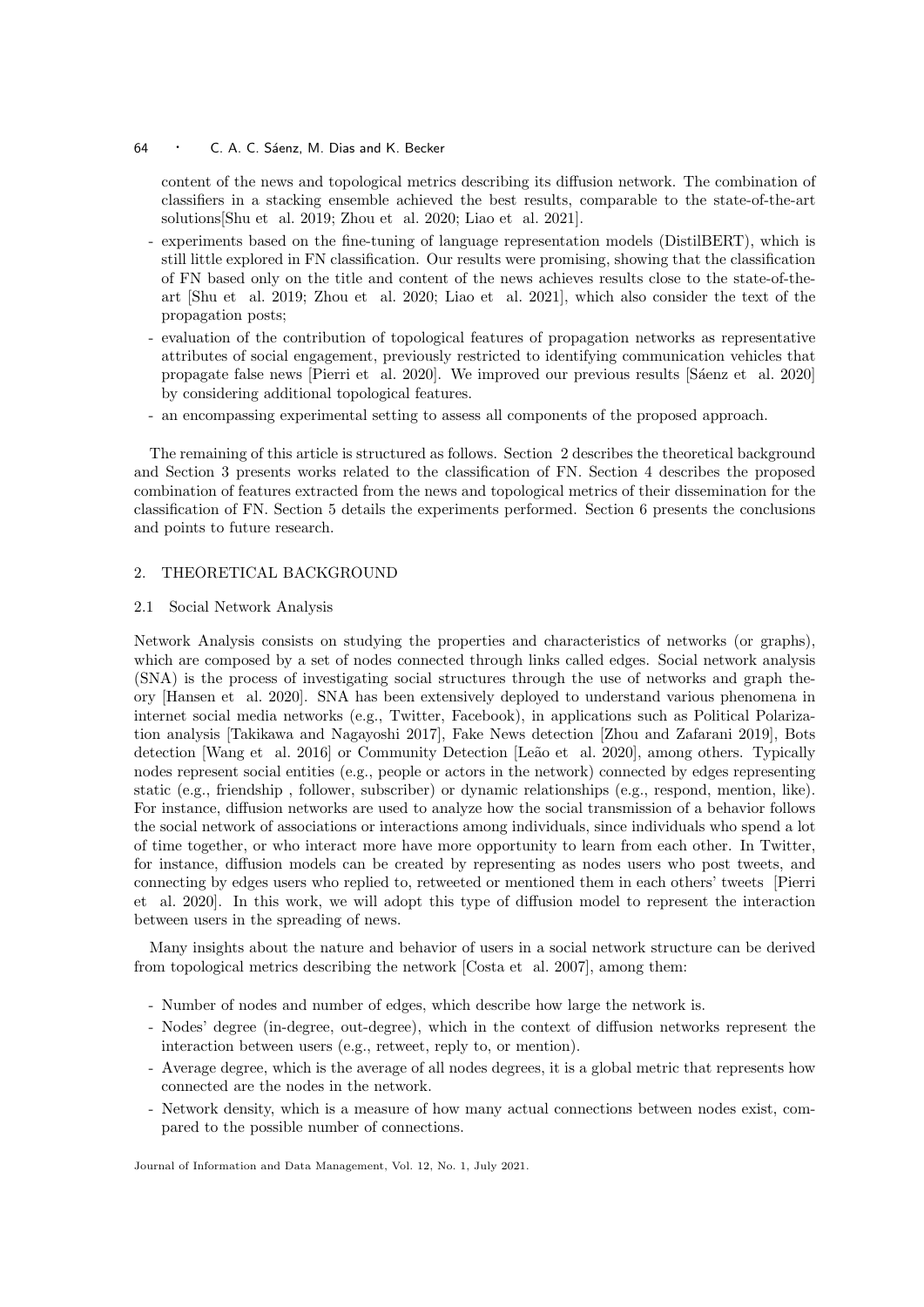content of the news and topological metrics describing its diffusion network. The combination of classifiers in a stacking ensemble achieved the best results, comparable to the state-of-the-art solutions[Shu et al. 2019; Zhou et al. 2020; Liao et al. 2021].

- experiments based on the fine-tuning of language representation models (DistilBERT), which is still little explored in FN classification. Our results were promising, showing that the classification of FN based only on the title and content of the news achieves results close to the state-of-the-art [Shu et al. 2019; Zhou et al. 2020; Liao et al. 2021], which also consider the text of the propagation posts;
- evaluation of the contribution of topological features of propagation networks as representative attributes of social engagement, previously restricted to identifying communication vehicles that propagate false news [Pierri et al. 2020]. We improved our previous results [Sáenz et al. 2020] by considering additional topological features.
- an encompassing experimental setting to assess all components of the proposed approach.

The remaining of this article is structured as follows. Section 2 describes the theoretical background and Section 3 presents works related to the classification of FN. Section 4 describes the proposed combination of features extracted from the news and topological metrics of their dissemination for the classification of FN. Section 5 details the experiments performed. Section 6 presents the conclusions and points to future research.

## 2. THEORETICAL BACKGROUND

### 2.1 Social Network Analysis

Network Analysis consists on studying the properties and characteristics of networks (or graphs), which are composed by a set of nodes connected through links called edges. Social network analysis (SNA) is the process of investigating social structures through the use of networks and graph theory [Hansen et al. 2020]. SNA has been extensively deployed to understand various phenomena in internet social media networks (e.g., Twitter, Facebook), in applications such as Political Polarization analysis [Takikawa and Nagayoshi 2017], Fake News detection [Zhou and Zafarani 2019], Bots detection [Wang et al. 2016] or Community Detection [Leão et al. 2020], among others. Typically nodes represent social entities (e.g., people or actors in the network) connected by edges representing static (e.g., friendship , follower, subscriber) or dynamic relationships (e.g., respond, mention, like). For instance, diffusion networks are used to analyze how the social transmission of a behavior follows the social network of associations or interactions among individuals, since individuals who spend a lot of time together, or who interact more have more opportunity to learn from each other. In Twitter, for instance, diffusion models can be created by representing as nodes users who post tweets, and connecting by edges users who replied to, retweeted or mentioned them in each others' tweets [Pierri et al. 2020]. In this work, we will adopt this type of diffusion model to represent the interaction between users in the spreading of news.

Many insights about the nature and behavior of users in a social network structure can be derived from topological metrics describing the network [Costa et al. 2007], among them:

- Number of nodes and number of edges, which describe how large the network is.
- Nodes' degree (in-degree, out-degree), which in the context of diffusion networks represent the interaction between users (e.g., retweet, reply to, or mention).
- Average degree, which is the average of all nodes degrees, it is a global metric that represents how connected are the nodes in the network.
- Network density, which is a measure of how many actual connections between nodes exist, compared to the possible number of connections.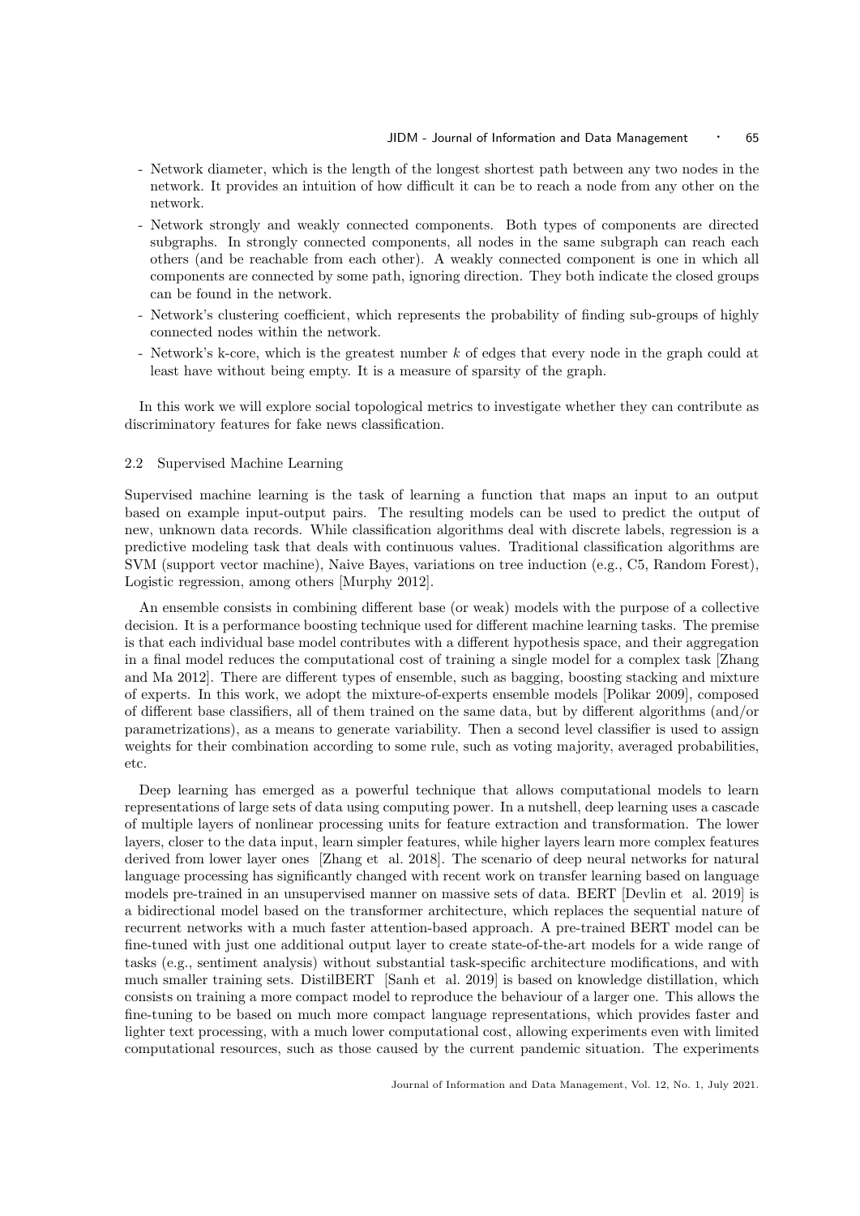- Network diameter, which is the length of the longest shortest path between any two nodes in the network. It provides an intuition of how difficult it can be to reach a node from any other on the network.
- Network strongly and weakly connected components. Both types of components are directed subgraphs. In strongly connected components, all nodes in the same subgraph can reach each others (and be reachable from each other). A weakly connected component is one in which all components are connected by some path, ignoring direction. They both indicate the closed groups can be found in the network.
- Network's clustering coefficient, which represents the probability of finding sub-groups of highly connected nodes within the network.
- Network's k-core, which is the greatest number $k$ of edges that every node in the graph could at least have without being empty. It is a measure of sparsity of the graph.

In this work we will explore social topological metrics to investigate whether they can contribute as discriminatory features for fake news classification.

### 2.2 Supervised Machine Learning

Supervised machine learning is the task of learning a function that maps an input to an output based on example input-output pairs. The resulting models can be used to predict the output of new, unknown data records. While classification algorithms deal with discrete labels, regression is a predictive modeling task that deals with continuous values. Traditional classification algorithms are SVM (support vector machine), Naive Bayes, variations on tree induction (e.g., C5, Random Forest), Logistic regression, among others [Murphy 2012].

An ensemble consists in combining different base (or weak) models with the purpose of a collective decision. It is a performance boosting technique used for different machine learning tasks. The premise is that each individual base model contributes with a different hypothesis space, and their aggregation in a final model reduces the computational cost of training a single model for a complex task [Zhang and Ma 2012]. There are different types of ensemble, such as bagging, boosting stacking and mixture of experts. In this work, we adopt the mixture-of-experts ensemble models [Polikar 2009], composed of different base classifiers, all of them trained on the same data, but by different algorithms (and/or parametrizations), as a means to generate variability. Then a second level classifier is used to assign weights for their combination according to some rule, such as voting majority, averaged probabilities, etc.

Deep learning has emerged as a powerful technique that allows computational models to learn representations of large sets of data using computing power. In a nutshell, deep learning uses a cascade of multiple layers of nonlinear processing units for feature extraction and transformation. The lower layers, closer to the data input, learn simpler features, while higher layers learn more complex features derived from lower layer ones [Zhang et al. 2018]. The scenario of deep neural networks for natural language processing has significantly changed with recent work on transfer learning based on language models pre-trained in an unsupervised manner on massive sets of data. BERT [Devlin et al. 2019] is a bidirectional model based on the transformer architecture, which replaces the sequential nature of recurrent networks with a much faster attention-based approach. A pre-trained BERT model can be fine-tuned with just one additional output layer to create state-of-the-art models for a wide range of tasks (e.g., sentiment analysis) without substantial task-specific architecture modifications, and with much smaller training sets. DistilBERT [Sanh et al. 2019] is based on knowledge distillation, which consists on training a more compact model to reproduce the behaviour of a larger one. This allows the fine-tuning to be based on much more compact language representations, which provides faster and lighter text processing, with a much lower computational cost, allowing experiments even with limited computational resources, such as those caused by the current pandemic situation. The experiments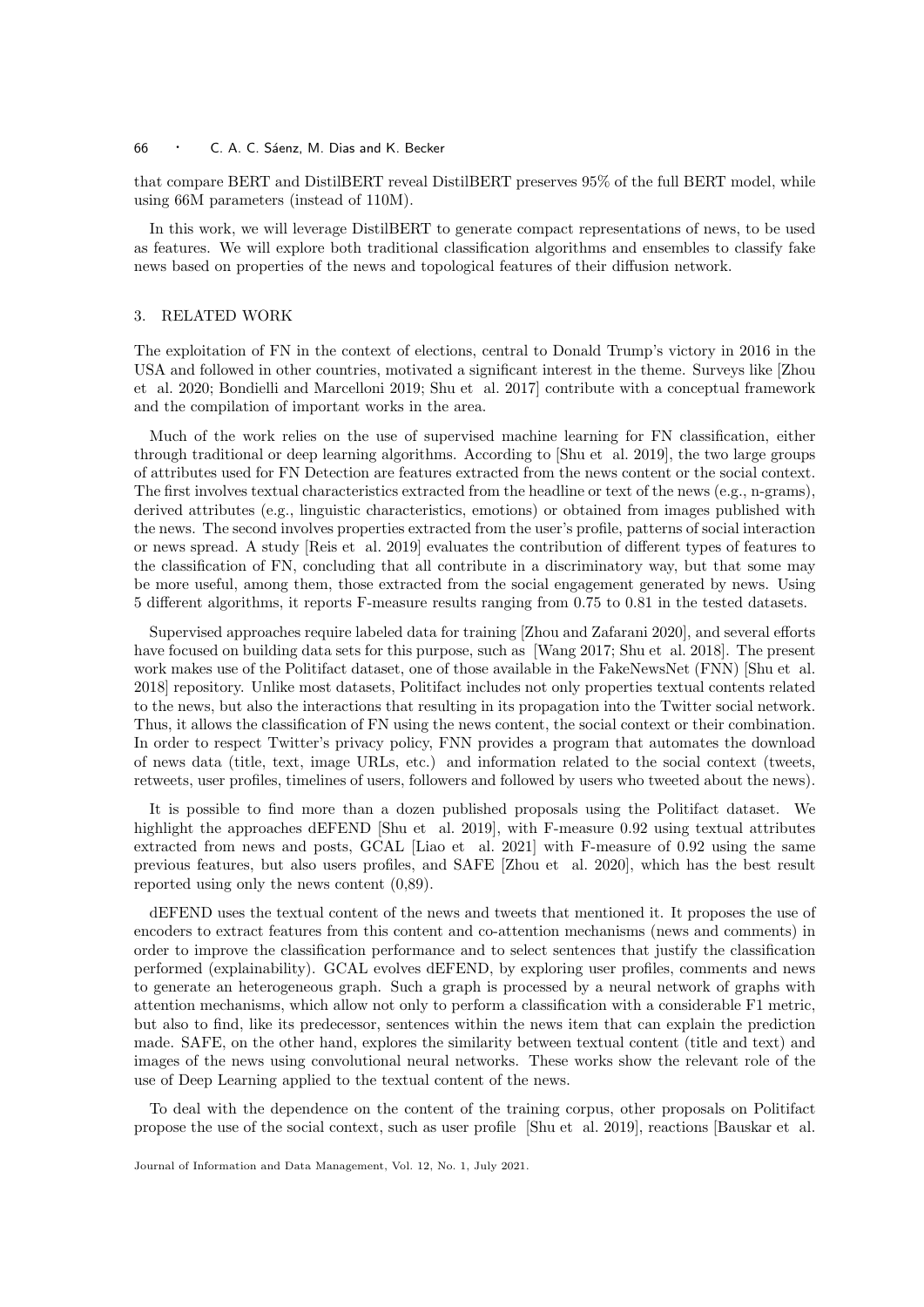that compare BERT and DistilBERT reveal DistilBERT preserves 95% of the full BERT model, while using 66M parameters (instead of 110M).

In this work, we will leverage DistilBERT to generate compact representations of news, to be used as features. We will explore both traditional classification algorithms and ensembles to classify fake news based on properties of the news and topological features of their diffusion network.

## 3. RELATED WORK

The exploitation of FN in the context of elections, central to Donald Trump's victory in 2016 in the USA and followed in other countries, motivated a significant interest in the theme. Surveys like [Zhou et al. 2020; Bondielli and Marcelloni 2019; Shu et al. 2017] contribute with a conceptual framework and the compilation of important works in the area.

Much of the work relies on the use of supervised machine learning for FN classification, either through traditional or deep learning algorithms. According to [Shu et al. 2019], the two large groups of attributes used for FN Detection are features extracted from the news content or the social context. The first involves textual characteristics extracted from the headline or text of the news (e.g., n-grams), derived attributes (e.g., linguistic characteristics, emotions) or obtained from images published with the news. The second involves properties extracted from the user's profile, patterns of social interaction or news spread. A study [Reis et al. 2019] evaluates the contribution of different types of features to the classification of FN, concluding that all contribute in a discriminatory way, but that some may be more useful, among them, those extracted from the social engagement generated by news. Using 5 different algorithms, it reports F-measure results ranging from 0.75 to 0.81 in the tested datasets.

Supervised approaches require labeled data for training [Zhou and Zafarani 2020], and several efforts have focused on building data sets for this purpose, such as [Wang 2017; Shu et al. 2018]. The present work makes use of the Politifact dataset, one of those available in the FakeNewsNet (FNN) [Shu et al. 2018] repository. Unlike most datasets, Politifact includes not only properties textual contents related to the news, but also the interactions that resulting in its propagation into the Twitter social network. Thus, it allows the classification of FN using the news content, the social context or their combination. In order to respect Twitter's privacy policy, FNN provides a program that automates the download of news data (title, text, image URLs, etc.) and information related to the social context (tweets, retweets, user profiles, timelines of users, followers and followed by users who tweeted about the news).

It is possible to find more than a dozen published proposals using the Politifact dataset. We highlight the approaches dEFEND [Shu et al. 2019], with F-measure 0.92 using textual attributes extracted from news and posts, GCAL [Liao et al. 2021] with F-measure of 0.92 using the same previous features, but also users profiles, and SAFE [Zhou et al. 2020], which has the best result reported using only the news content (0,89).

dEFEND uses the textual content of the news and tweets that mentioned it. It proposes the use of encoders to extract features from this content and co-attention mechanisms (news and comments) in order to improve the classification performance and to select sentences that justify the classification performed (explainability). GCAL evolves dEFEND, by exploring user profiles, comments and news to generate an heterogeneous graph. Such a graph is processed by a neural network of graphs with attention mechanisms, which allow not only to perform a classification with a considerable F1 metric, but also to find, like its predecessor, sentences within the news item that can explain the prediction made. SAFE, on the other hand, explores the similarity between textual content (title and text) and images of the news using convolutional neural networks. These works show the relevant role of the use of Deep Learning applied to the textual content of the news.

To deal with the dependence on the content of the training corpus, other proposals on Politifact propose the use of the social context, such as user profile [Shu et al. 2019], reactions [Bauskar et al.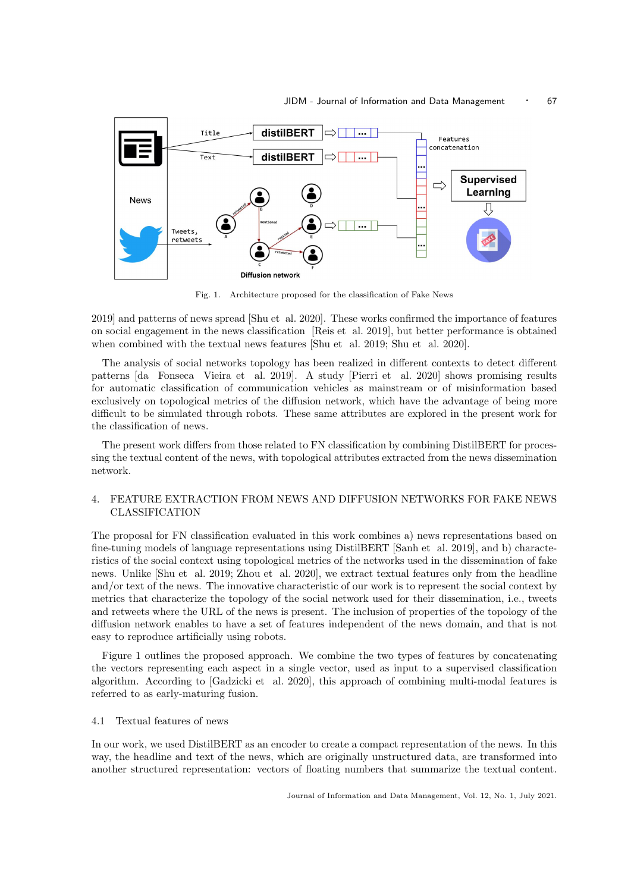Fig. 1. Architecture proposed for the classification of Fake News

2019] and patterns of news spread [Shu et al. 2020]. These works confirmed the importance of features on social engagement in the news classification [Reis et al. 2019], but better performance is obtained when combined with the textual news features [Shu et al. 2019; Shu et al. 2020].

The analysis of social networks topology has been realized in different contexts to detect different patterns [da Fonseca Vieira et al. 2019]. A study [Pierri et al. 2020] shows promising results for automatic classification of communication vehicles as mainstream or of misinformation based exclusively on topological metrics of the diffusion network, which have the advantage of being more difficult to be simulated through robots. These same attributes are explored in the present work for the classification of news.

The present work differs from those related to FN classification by combining DistilBERT for processing the textual content of the news, with topological attributes extracted from the news dissemination network.

## 4. FEATURE EXTRACTION FROM NEWS AND DIFFUSION NETWORKS FOR FAKE NEWS CLASSIFICATION

The proposal for FN classification evaluated in this work combines a) news representations based on fine-tuning models of language representations using DistilBERT [Sanh et al. 2019], and b) characteristics of the social context using topological metrics of the networks used in the dissemination of fake news. Unlike [Shu et al. 2019; Zhou et al. 2020], we extract textual features only from the headline and/or text of the news. The innovative characteristic of our work is to represent the social context by metrics that characterize the topology of the social network used for their dissemination, i.e., tweets and retweets where the URL of the news is present. The inclusion of properties of the topology of the diffusion network enables to have a set of features independent of the news domain, and that is not easy to reproduce artificially using robots.

Figure 1 outlines the proposed approach. We combine the two types of features by concatenating the vectors representing each aspect in a single vector, used as input to a supervised classification algorithm. According to [Gadzicki et al. 2020], this approach of combining multi-modal features is referred to as early-maturing fusion.

### 4.1 Textual features of news

In our work, we used DistilBERT as an encoder to create a compact representation of the news. In this way, the headline and text of the news, which are originally unstructured data, are transformed into another structured representation: vectors of floating numbers that summarize the textual content.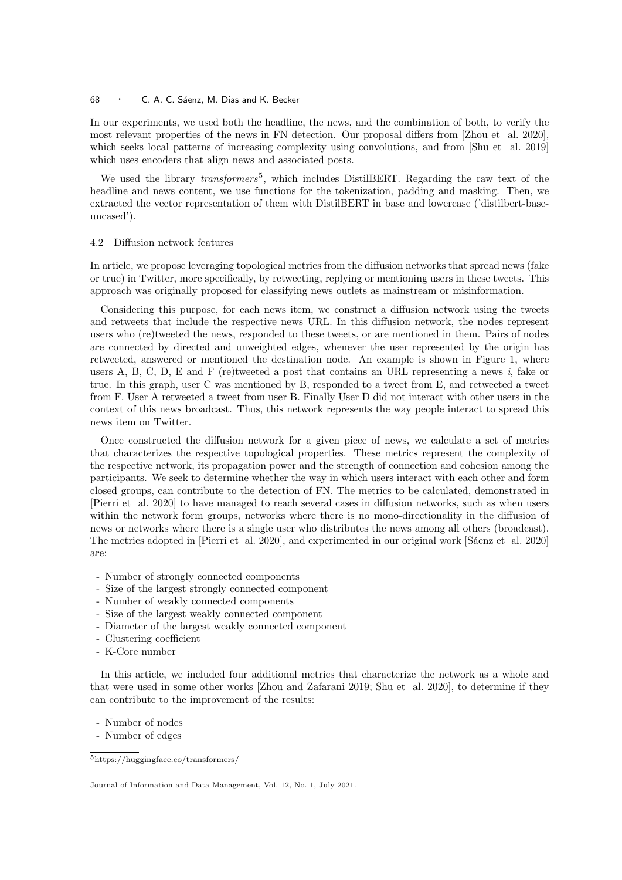In our experiments, we used both the headline, the news, and the combination of both, to verify the most relevant properties of the news in FN detection. Our proposal differs from [Zhou et al. 2020], which seeks local patterns of increasing complexity using convolutions, and from [Shu et al. 2019] which uses encoders that align news and associated posts.

We used the library *transformers*[5], which includes DistilBERT. Regarding the raw text of the headline and news content, we use functions for the tokenization, padding and masking. Then, we extracted the vector representation of them with DistilBERT in base and lowercase ('distilbert-base-uncased').

### 4.2 Diffusion network features

In article, we propose leveraging topological metrics from the diffusion networks that spread news (fake or true) in Twitter, more specifically, by retweeting, replying or mentioning users in these tweets. This approach was originally proposed for classifying news outlets as mainstream or misinformation.

Considering this purpose, for each news item, we construct a diffusion network using the tweets and retweets that include the respective news URL. In this diffusion network, the nodes represent users who (re)tweeted the news, responded to these tweets, or are mentioned in them. Pairs of nodes are connected by directed and unweighted edges, whenever the user represented by the origin has retweeted, answered or mentioned the destination node. An example is shown in Figure 1, where users A, B, C, D, E and F (re)tweeted a post that contains an URL representing a news *i*, fake or true. In this graph, user C was mentioned by B, responded to a tweet from E, and retweeted a tweet from F. User A retweeted a tweet from user B. Finally User D did not interact with other users in the context of this news broadcast. Thus, this network represents the way people interact to spread this news item on Twitter.

Once constructed the diffusion network for a given piece of news, we calculate a set of metrics that characterizes the respective topological properties. These metrics represent the complexity of the respective network, its propagation power and the strength of connection and cohesion among the participants. We seek to determine whether the way in which users interact with each other and form closed groups, can contribute to the detection of FN. The metrics to be calculated, demonstrated in [Pierri et al. 2020] to have managed to reach several cases in diffusion networks, such as when users within the network form groups, networks where there is no mono-directionality in the diffusion of news or networks where there is a single user who distributes the news among all others (broadcast). The metrics adopted in [Pierri et al. 2020], and experimented in our original work [Sáenz et al. 2020] are:

- Number of strongly connected components
- Size of the largest strongly connected component
- Number of weakly connected components
- Size of the largest weakly connected component
- Diameter of the largest weakly connected component
- Clustering coefficient
- K-Core number

In this article, we included four additional metrics that characterize the network as a whole and that were used in some other works [Zhou and Zafarani 2019; Shu et al. 2020], to determine if they can contribute to the improvement of the results:

- Number of nodes
- Number of edges

[5] https://huggingface.co/transformers/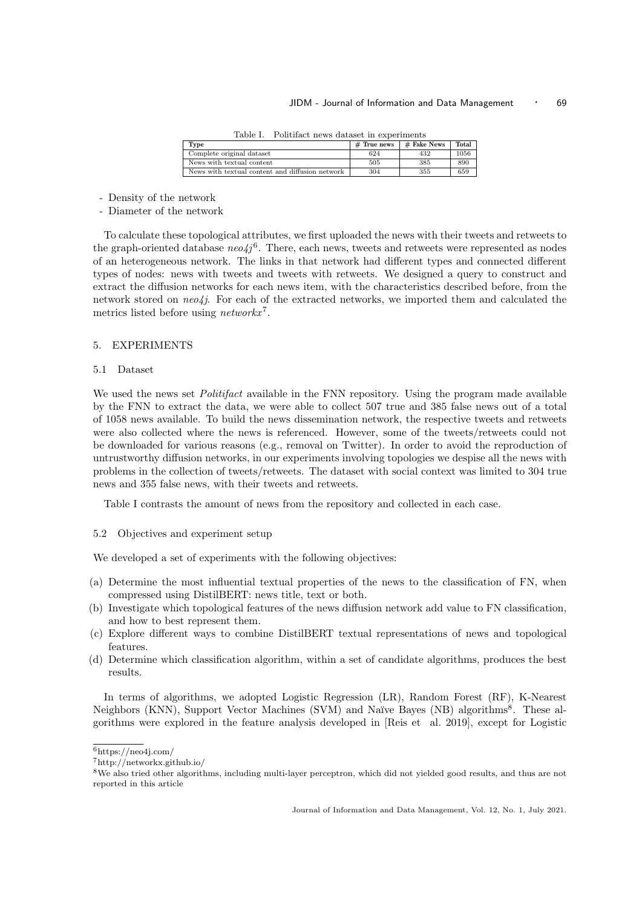Table I. Politifact news dataset in experiments

| Type | # True news | # Fake News | Total |
|---|---|---|---|
| Complete original dataset | 624 | 432 | 1056 |
| News with textual content | 505 | 385 | 890 |
| News with textual content and diffusion network | 304 | 355 | 659 |

- Density of the network
- Diameter of the network

To calculate these topological attributes, we first uploaded the news with their tweets and retweets to the graph-oriented database *neo4j*[6]. There, each news, tweets and retweets were represented as nodes of an heterogeneous network. The links in that network had different types and connected different types of nodes: news with tweets and tweets with retweets. We designed a query to construct and extract the diffusion networks for each news item, with the characteristics described before, from the network stored on *neo4j*. For each of the extracted networks, we imported them and calculated the metrics listed before using *networkx*[7].

## 5. EXPERIMENTS

### 5.1 Dataset

We used the news set *Politifact* available in the FNN repository. Using the program made available by the FNN to extract the data, we were able to collect 507 true and 385 false news out of a total of 1058 news available. To build the news dissemination network, the respective tweets and retweets were also collected where the news is referenced. However, some of the tweets/retweets could not be downloaded for various reasons (e.g., removal on Twitter). In order to avoid the reproduction of untrustworthy diffusion networks, in our experiments involving topologies we despise all the news with problems in the collection of tweets/retweets. The dataset with social context was limited to 304 true news and 355 false news, with their tweets and retweets.

Table I contrasts the amount of news from the repository and collected in each case.

### 5.2 Objectives and experiment setup

We developed a set of experiments with the following objectives:

(a) Determine the most influential textual properties of the news to the classification of FN, when compressed using DistilBERT: news title, text or both.
(b) Investigate which topological features of the news diffusion network add value to FN classification, and how to best represent them.
(c) Explore different ways to combine DistilBERT textual representations of news and topological features.
(d) Determine which classification algorithm, within a set of candidate algorithms, produces the best results.

In terms of algorithms, we adopted Logistic Regression (LR), Random Forest (RF), K-Nearest Neighbors (KNN), Support Vector Machines (SVM) and Naïve Bayes (NB) algorithms[8]. These algorithms were explored in the feature analysis developed in [Reis et al. 2019], except for Logistic

[6] https://neo4j.com/

[7] http://networkx.github.io/

[8] We also tried other algorithms, including multi-layer perceptron, which did not yielded good results, and thus are not reported in this article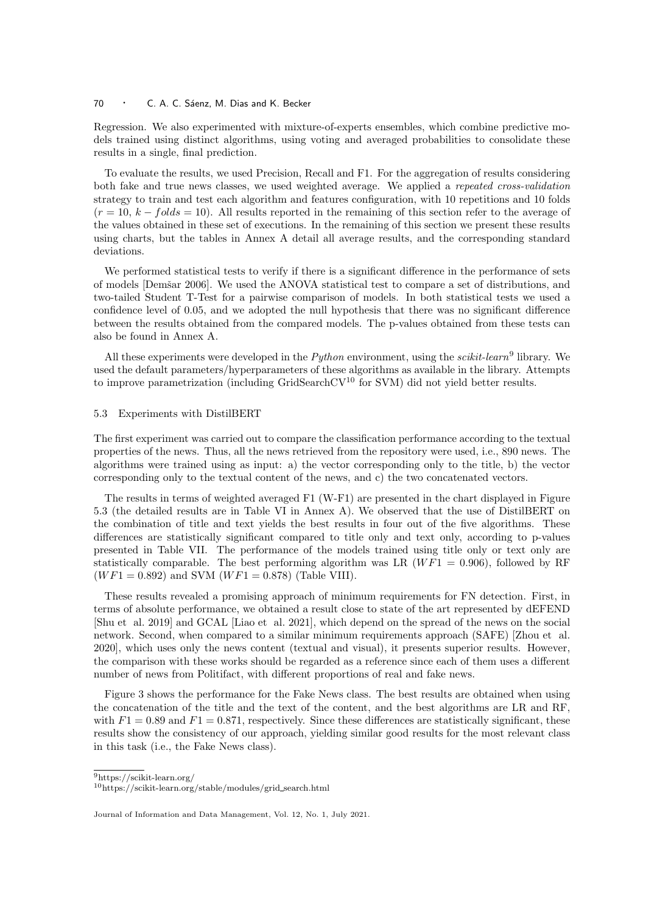Regression. We also experimented with mixture-of-experts ensembles, which combine predictive models trained using distinct algorithms, using voting and averaged probabilities to consolidate these results in a single, final prediction.

To evaluate the results, we used Precision, Recall and F1. For the aggregation of results considering both fake and true news classes, we used weighted average. We applied a *repeated cross-validation* strategy to train and test each algorithm and features configuration, with 10 repetitions and 10 folds ($r = 10$, $k - folds = 10$). All results reported in the remaining of this section refer to the average of the values obtained in these set of executions. In the remaining of this section we present these results using charts, but the tables in Annex A detail all average results, and the corresponding standard deviations.

We performed statistical tests to verify if there is a significant difference in the performance of sets of models [Demšar 2006]. We used the ANOVA statistical test to compare a set of distributions, and two-tailed Student T-Test for a pairwise comparison of models. In both statistical tests we used a confidence level of 0.05, and we adopted the null hypothesis that there was no significant difference between the results obtained from the compared models. The p-values obtained from these tests can also be found in Annex A.

All these experiments were developed in the *Python* environment, using the *scikit-learn*[9] library. We used the default parameters/hyperparameters of these algorithms as available in the library. Attempts to improve parametrization (including GridSearchCV[10] for SVM) did not yield better results.

### 5.3 Experiments with DistilBERT

The first experiment was carried out to compare the classification performance according to the textual properties of the news. Thus, all the news retrieved from the repository were used, i.e., 890 news. The algorithms were trained using as input: a) the vector corresponding only to the title, b) the vector corresponding only to the textual content of the news, and c) the two concatenated vectors.

The results in terms of weighted averaged F1 (W-F1) are presented in the chart displayed in Figure 5.3 (the detailed results are in Table VI in Annex A). We observed that the use of DistilBERT on the combination of title and text yields the best results in four out of the five algorithms. These differences are statistically significant compared to title only and text only, according to p-values presented in Table VII. The performance of the models trained using title only or text only are statistically comparable. The best performing algorithm was LR ($WF1 = 0.906$), followed by RF ($WF1 = 0.892$) and SVM ($WF1 = 0.878$) (Table VIII).

These results revealed a promising approach of minimum requirements for FN detection. First, in terms of absolute performance, we obtained a result close to state of the art represented by dEFEND [Shu et al. 2019] and GCAL [Liao et al. 2021], which depend on the spread of the news on the social network. Second, when compared to a similar minimum requirements approach (SAFE) [Zhou et al. 2020], which uses only the news content (textual and visual), it presents superior results. However, the comparison with these works should be regarded as a reference since each of them uses a different number of news from Politifact, with different proportions of real and fake news.

Figure 3 shows the performance for the Fake News class. The best results are obtained when using the concatenation of the title and the text of the content, and the best algorithms are LR and RF, with $F1 = 0.89$ and $F1 = 0.871$, respectively. Since these differences are statistically significant, these results show the consistency of our approach, yielding similar good results for the most relevant class in this task (i.e., the Fake News class).

[9] https://scikit-learn.org/

[10] https://scikit-learn.org/stable/modules/grid_search.html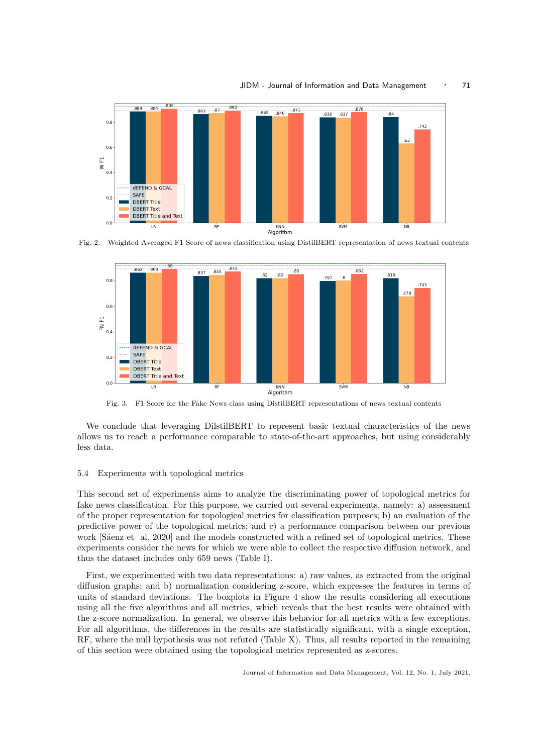Fig. 2. Weighted Averaged F1 Score of news classification using DistilBERT representation of news textual contents

Fig. 3. F1 Score for the Fake News class using DistilBERT representations of news textual contents

We conclude that leveraging DilstilBERT to represent basic textual characteristics of the news allows us to reach a performance comparable to state-of-the-art approaches, but using considerably less data.

### 5.4 Experiments with topological metrics

This second set of experiments aims to analyze the discriminating power of topological metrics for fake news classification. For this purpose, we carried out several experiments, namely: a) assessment of the proper representation for topological metrics for classification purposes; b) an evaluation of the predictive power of the topological metrics; and c) a performance comparison between our previous work [Sáenz et al. 2020] and the models constructed with a refined set of topological metrics. These experiments consider the news for which we were able to collect the respective diffusion network, and thus the dataset includes only 659 news (Table I).

First, we experimented with two data representations: a) raw values, as extracted from the original diffusion graphs; and b) normalization considering z-score, which expresses the features in terms of units of standard deviations. The boxplots in Figure 4 show the results considering all executions using all the five algorithms and all metrics, which reveals that the best results were obtained with the z-score normalization. In general, we observe this behavior for all metrics with a few exceptions. For all algorithms, the differences in the results are statistically significant, with a single exception, RF, where the null hypothesis was not refuted (Table X). Thus, all results reported in the remaining of this section were obtained using the topological metrics represented as z-scores.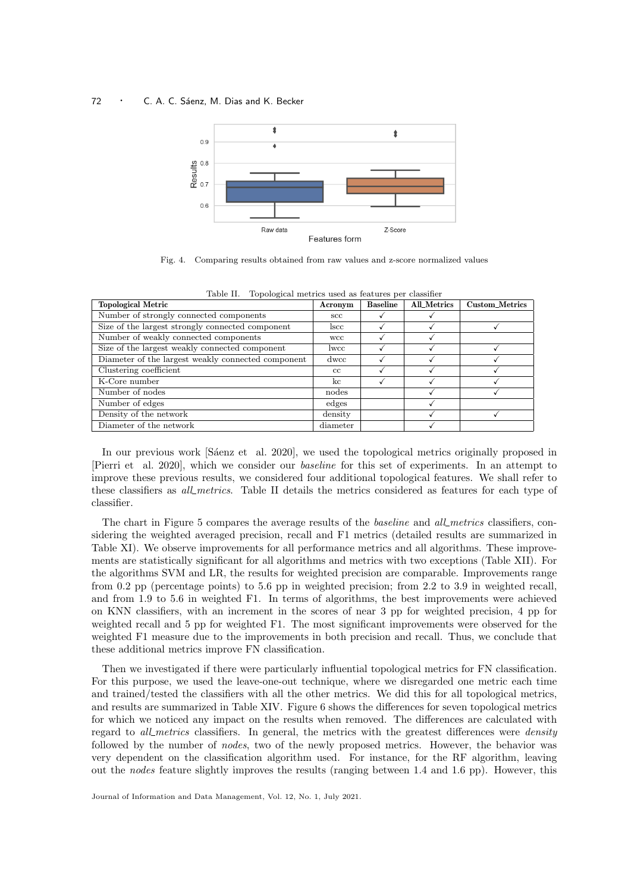Fig. 4. Comparing results obtained from raw values and z-score normalized values

Table II. Topological metrics used as features per classifier

| Topological Metric | Acronym | Baseline | All_Metrics | Custom_Metrics |
|---|---|---|---|---|
| Number of strongly connected components | scc | ✓ | ✓ | |
| Size of the largest strongly connected component | lscc | ✓ | ✓ | ✓ |
| Number of weakly connected components | wcc | ✓ | ✓ | |
| Size of the largest weakly connected component | lwcc | ✓ | ✓ | ✓ |
| Diameter of the largest weakly connected component | dwcc | ✓ | ✓ | ✓ |
| Clustering coefficient | cc | ✓ | ✓ | ✓ |
| K-Core number | kc | ✓ | ✓ | ✓ |
| Number of nodes | nodes | | ✓ | ✓ |
| Number of edges | edges | | ✓ | |
| Density of the network | density | | ✓ | ✓ |
| Diameter of the network | diameter | | ✓ | |

In our previous work [Sáenz et al. 2020], we used the topological metrics originally proposed in [Pierri et al. 2020], which we consider our *baseline* for this set of experiments. In an attempt to improve these previous results, we considered four additional topological features. We shall refer to these classifiers as *all_metrics*. Table II details the metrics considered as features for each type of classifier.

The chart in Figure 5 compares the average results of the *baseline* and *all_metrics* classifiers, considering the weighted averaged precision, recall and F1 metrics (detailed results are summarized in Table XI). We observe improvements for all performance metrics and all algorithms. These improvements are statistically significant for all algorithms and metrics with two exceptions (Table XII). For the algorithms SVM and LR, the results for weighted precision are comparable. Improvements range from 0.2 pp (percentage points) to 5.6 pp in weighted precision; from 2.2 to 3.9 in weighted recall, and from 1.9 to 5.6 in weighted F1. In terms of algorithms, the best improvements were achieved on KNN classifiers, with an increment in the scores of near 3 pp for weighted precision, 4 pp for weighted recall and 5 pp for weighted F1. The most significant improvements were observed for the weighted F1 measure due to the improvements in both precision and recall. Thus, we conclude that these additional metrics improve FN classification.

Then we investigated if there were particularly influential topological metrics for FN classification. For this purpose, we used the leave-one-out technique, where we disregarded one metric each time and trained/tested the classifiers with all the other metrics. We did this for all topological metrics, and results are summarized in Table XIV. Figure 6 shows the differences for seven topological metrics for which we noticed any impact on the results when removed. The differences are calculated with regard to *all_metrics* classifiers. In general, the metrics with the greatest differences were *density* followed by the number of *nodes*, two of the newly proposed metrics. However, the behavior was very dependent on the classification algorithm used. For instance, for the RF algorithm, leaving out the *nodes* feature slightly improves the results (ranging between 1.4 and 1.6 pp). However, this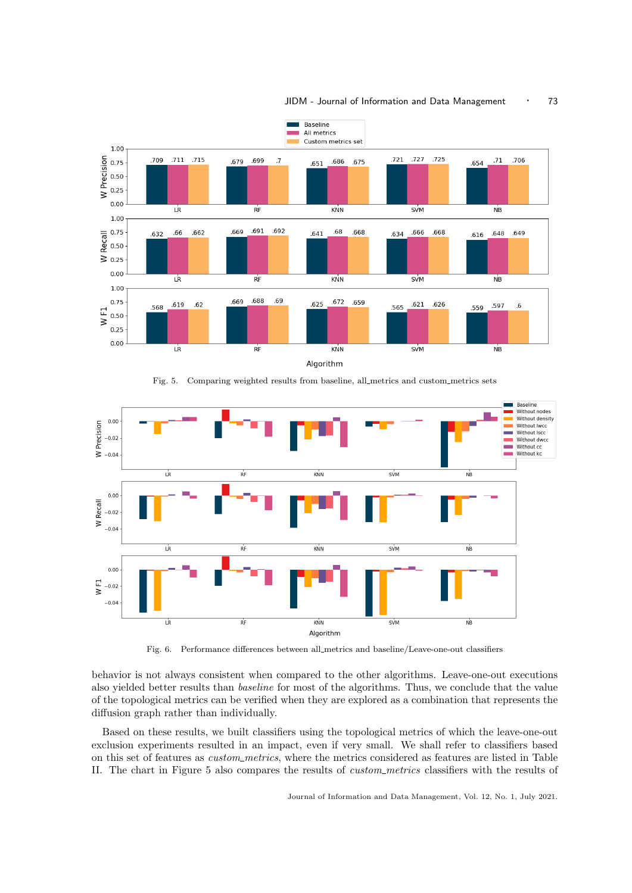Fig. 5. Comparing weighted results from baseline, all_metrics and custom_metrics sets

Fig. 6. Performance differences between all_metrics and baseline/Leave-one-out classifiers

behavior is not always consistent when compared to the other algorithms. Leave-one-out executions also yielded better results than *baseline* for most of the algorithms. Thus, we conclude that the value of the topological metrics can be verified when they are explored as a combination that represents the diffusion graph rather than individually.

Based on these results, we built classifiers using the topological metrics of which the leave-one-out exclusion experiments resulted in an impact, even if very small. We shall refer to classifiers based on this set of features as *custom_metrics*, where the metrics considered as features are listed in Table II. The chart in Figure 5 also compares the results of *custom_metrics* classifiers with the results of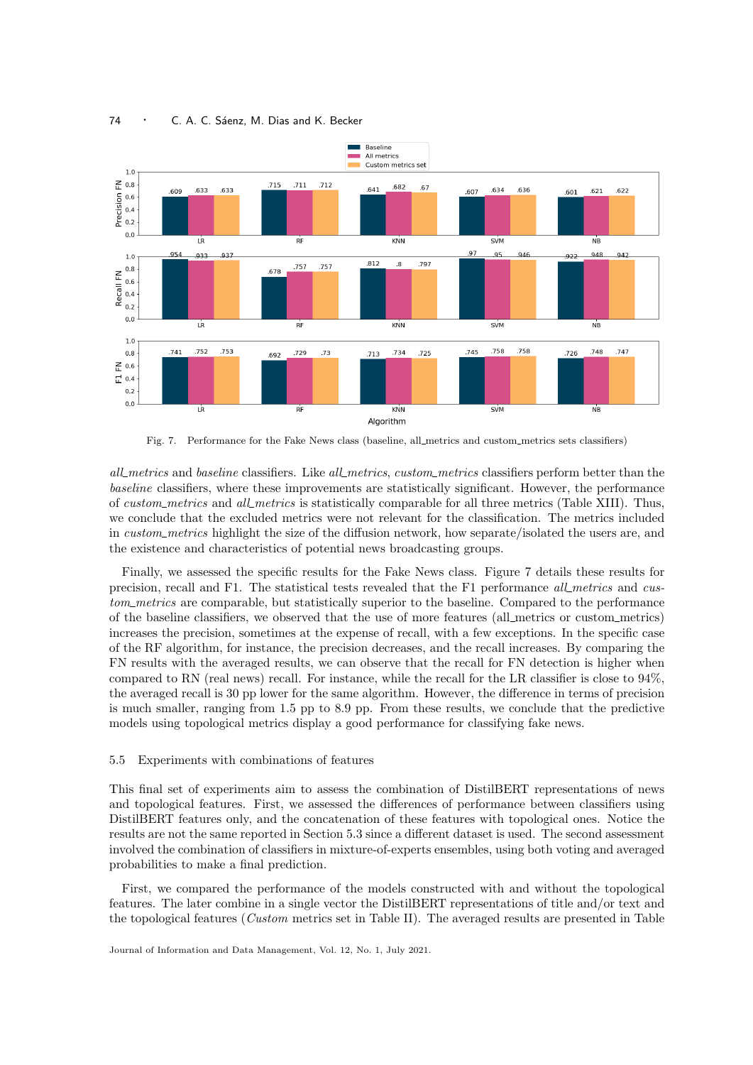Fig. 7. Performance for the Fake News class (baseline, all_metrics and custom_metrics sets classifiers)

*all_metrics* and *baseline* classifiers. Like *all_metrics*, *custom_metrics* classifiers perform better than the *baseline* classifiers, where these improvements are statistically significant. However, the performance of *custom_metrics* and *all_metrics* is statistically comparable for all three metrics (Table XIII). Thus, we conclude that the excluded metrics were not relevant for the classification. The metrics included in *custom_metrics* highlight the size of the diffusion network, how separate/isolated the users are, and the existence and characteristics of potential news broadcasting groups.

Finally, we assessed the specific results for the Fake News class. Figure 7 details these results for precision, recall and F1. The statistical tests revealed that the F1 performance *all_metrics* and *custom_metrics* are comparable, but statistically superior to the baseline. Compared to the performance of the baseline classifiers, we observed that the use of more features (all_metrics or custom_metrics) increases the precision, sometimes at the expense of recall, with a few exceptions. In the specific case of the RF algorithm, for instance, the precision decreases, and the recall increases. By comparing the FN results with the averaged results, we can observe that the recall for FN detection is higher when compared to RN (real news) recall. For instance, while the recall for the LR classifier is close to 94%, the averaged recall is 30 pp lower for the same algorithm. However, the difference in terms of precision is much smaller, ranging from 1.5 pp to 8.9 pp. From these results, we conclude that the predictive models using topological metrics display a good performance for classifying fake news.

### 5.5 Experiments with combinations of features

This final set of experiments aim to assess the combination of DistilBERT representations of news and topological features. First, we assessed the differences of performance between classifiers using DistilBERT features only, and the concatenation of these features with topological ones. Notice the results are not the same reported in Section 5.3 since a different dataset is used. The second assessment involved the combination of classifiers in mixture-of-experts ensembles, using both voting and averaged probabilities to make a final prediction.

First, we compared the performance of the models constructed with and without the topological features. The later combine in a single vector the DistilBERT representations of title and/or text and the topological features (*Custom* metrics set in Table II). The averaged results are presented in Table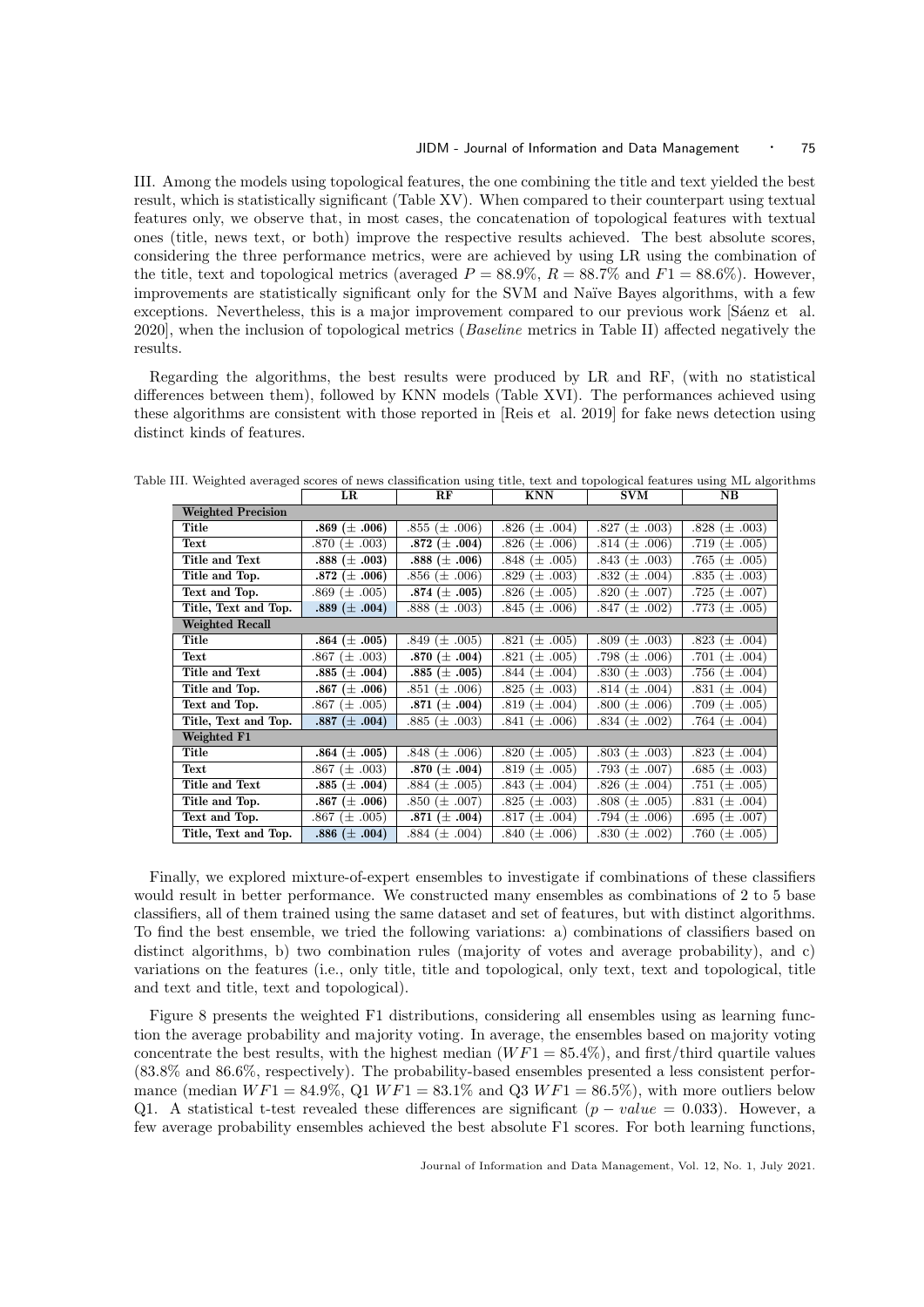III. Among the models using topological features, the one combining the title and text yielded the best result, which is statistically significant (Table XV). When compared to their counterpart using textual features only, we observe that, in most cases, the concatenation of topological features with textual ones (title, news text, or both) improve the respective results achieved. The best absolute scores, considering the three performance metrics, were are achieved by using LR using the combination of the title, text and topological metrics (averaged $P = 88.9\%$, $R = 88.7\%$ and $F1 = 88.6\%$). However, improvements are statistically significant only for the SVM and Naïve Bayes algorithms, with a few exceptions. Nevertheless, this is a major improvement compared to our previous work [Sáenz et al. 2020], when the inclusion of topological metrics (*Baseline* metrics in Table II) affected negatively the results.

Regarding the algorithms, the best results were produced by LR and RF, (with no statistical differences between them), followed by KNN models (Table XVI). The performances achieved using these algorithms are consistent with those reported in [Reis et al. 2019] for fake news detection using distinct kinds of features.

Table III. Weighted averaged scores of news classification using title, text and topological features using ML algorithms

| | LR | RF | KNN | SVM | NB |
|---|---|---|---|---|---|
| **Weighted Precision** | | | | | |
| **Title** | **.869 (± .006)** | .855 (± .006) | .826 (± .004) | .827 (± .003) | .828 (± .003) |
| **Text** | .870 (± .003) | **.872 (± .004)** | .826 (± .006) | .814 (± .006) | .719 (± .005) |
| **Title and Text** | **.888 (± .003)** | **.888 (± .006)** | .848 (± .005) | .843 (± .003) | .765 (± .005) |
| **Title and Top.** | **.872 (± .006)** | .856 (± .006) | .829 (± .003) | .832 (± .004) | .835 (± .003) |
| **Text and Top.** | .869 (± .005) | **.874 (± .005)** | .826 (± .005) | .820 (± .007) | .725 (± .007) |
| **Title, Text and Top.** | **.889 (± .004)** | .888 (± .003) | .845 (± .006) | .847 (± .002) | .773 (± .005) |
| **Weighted Recall** | | | | | |
| **Title** | **.864 (± .005)** | .849 (± .005) | .821 (± .005) | .809 (± .003) | .823 (± .004) |
| **Text** | .867 (± .003) | **.870 (± .004)** | .821 (± .005) | .798 (± .006) | .701 (± .004) |
| **Title and Text** | **.885 (± .004)** | **.885 (± .005)** | .844 (± .004) | .830 (± .003) | .756 (± .004) |
| **Title and Top.** | **.867 (± .006)** | .851 (± .006) | .825 (± .003) | .814 (± .004) | .831 (± .004) |
| **Text and Top.** | .867 (± .005) | **.871 (± .004)** | .819 (± .004) | .800 (± .006) | .709 (± .005) |
| **Title, Text and Top.** | **.887 (± .004)** | .885 (± .003) | .841 (± .006) | .834 (± .002) | .764 (± .004) |
| **Weighted F1** | | | | | |
| **Title** | **.864 (± .005)** | .848 (± .006) | .820 (± .005) | .803 (± .003) | .823 (± .004) |
| **Text** | .867 (± .003) | **.870 (± .004)** | .819 (± .005) | .793 (± .007) | .685 (± .003) |
| **Title and Text** | **.885 (± .004)** | .884 (± .005) | .843 (± .004) | .826 (± .004) | .751 (± .005) |
| **Title and Top.** | **.867 (± .006)** | .850 (± .007) | .825 (± .003) | .808 (± .005) | .831 (± .004) |
| **Text and Top.** | .867 (± .005) | **.871 (± .004)** | .817 (± .004) | .794 (± .006) | .695 (± .007) |
| **Title, Text and Top.** | **.886 (± .004)** | .884 (± .004) | .840 (± .006) | .830 (± .002) | .760 (± .005) |

Finally, we explored mixture-of-expert ensembles to investigate if combinations of these classifiers would result in better performance. We constructed many ensembles as combinations of 2 to 5 base classifiers, all of them trained using the same dataset and set of features, but with distinct algorithms. To find the best ensemble, we tried the following variations: a) combinations of classifiers based on distinct algorithms, b) two combination rules (majority of votes and average probability), and c) variations on the features (i.e., only title, title and topological, only text, text and topological, title and text and title, text and topological).

Figure 8 presents the weighted F1 distributions, considering all ensembles using as learning function the average probability and majority voting. In average, the ensembles based on majority voting concentrate the best results, with the highest median ($WF1 = 85.4\%$), and first/third quartile values (83.8% and 86.6%, respectively). The probability-based ensembles presented a less consistent performance (median $WF1 = 84.9\%$, Q1 $WF1 = 83.1\%$ and Q3 $WF1 = 86.5\%$), with more outliers below Q1. A statistical t-test revealed these differences are significant ($p - value = 0.033$). However, a few average probability ensembles achieved the best absolute F1 scores. For both learning functions,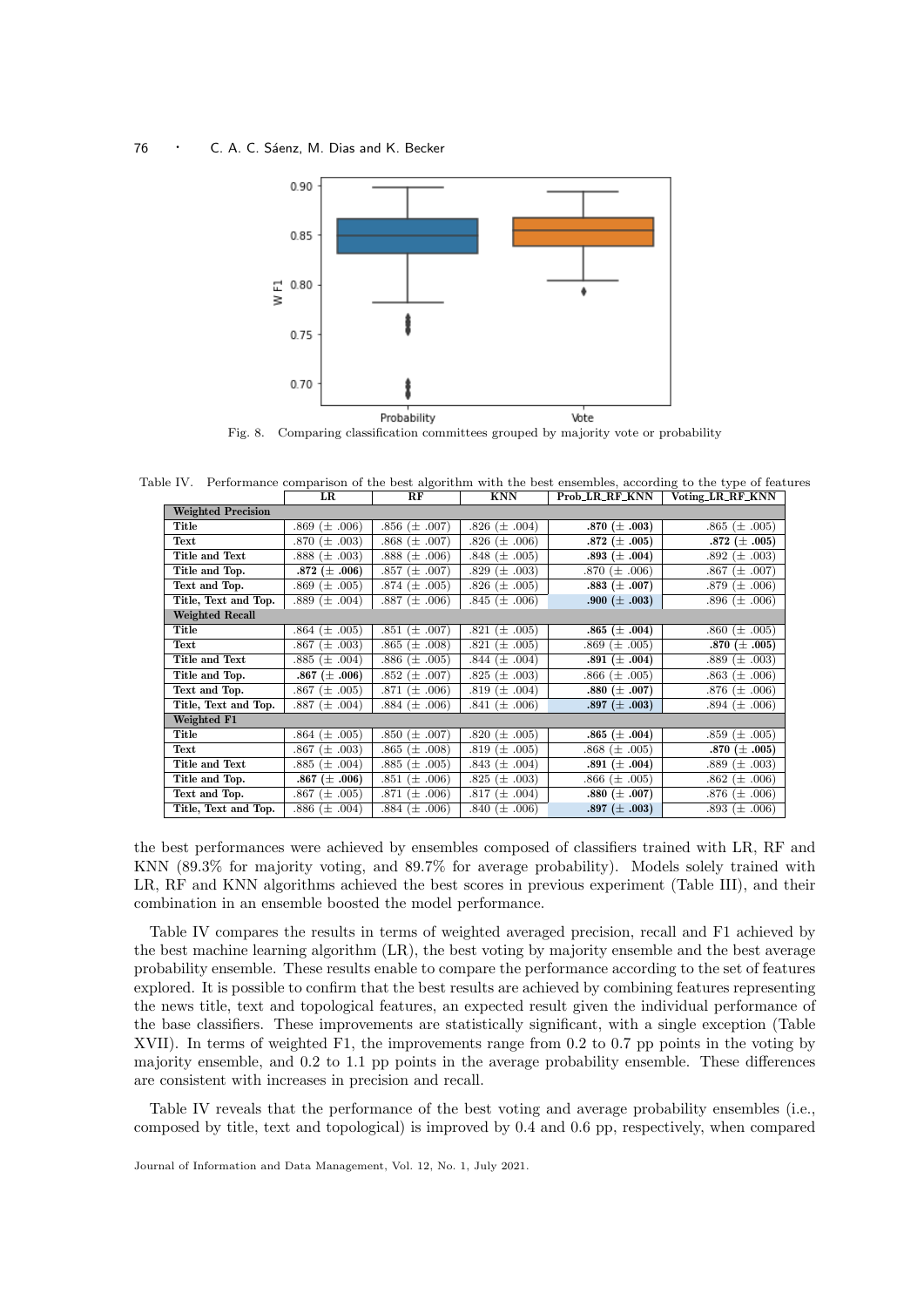Fig. 8. Comparing classification committees grouped by majority vote or probability

Table IV. Performance comparison of the best algorithm with the best ensembles, according to the type of features

| | LR | RF | KNN | Prob_LR_RF_KNN | Voting_LR_RF_KNN |
|---|---|---|---|---|---|
| **Weighted Precision** | | | | | |
| **Title** | .869 (± .006) | .856 (± .007) | .826 (± .004) | **.870 (± .003)** | .865 (± .005) |
| **Text** | .870 (± .003) | .868 (± .007) | .826 (± .006) | **.872 (± .005)** | **.872 (± .005)** |
| **Title and Text** | .888 (± .003) | .888 (± .006) | .848 (± .005) | **.893 (± .004)** | .892 (± .003) |
| **Title and Top.** | **.872 (± .006)** | .857 (± .007) | .829 (± .003) | .870 (± .006) | .867 (± .007) |
| **Text and Top.** | .869 (± .005) | .874 (± .005) | .826 (± .005) | **.883 (± .007)** | .879 (± .006) |
| **Title, Text and Top.** | .889 (± .004) | .887 (± .006) | .845 (± .006) | **.900 (± .003)** | .896 (± .006) |
| **Weighted Recall** | | | | | |
| **Title** | .864 (± .005) | .851 (± .007) | .821 (± .005) | **.865 (± .004)** | .860 (± .005) |
| **Text** | .867 (± .003) | .865 (± .008) | .821 (± .005) | .869 (± .005) | **.870 (± .005)** |
| **Title and Text** | .885 (± .004) | .886 (± .005) | .844 (± .004) | **.891 (± .004)** | .889 (± .003) |
| **Title and Top.** | **.867 (± .006)** | .852 (± .007) | .825 (± .003) | .866 (± .005) | .863 (± .006) |
| **Text and Top.** | .867 (± .005) | .871 (± .006) | .819 (± .004) | **.880 (± .007)** | .876 (± .006) |
| **Title, Text and Top.** | .887 (± .004) | .884 (± .006) | .841 (± .006) | **.897 (± .003)** | .894 (± .006) |
| **Weighted F1** | | | | | |
| **Title** | .864 (± .005) | .850 (± .007) | .820 (± .005) | **.865 (± .004)** | .859 (± .005) |
| **Text** | .867 (± .003) | .865 (± .008) | .819 (± .005) | .868 (± .005) | **.870 (± .005)** |
| **Title and Text** | .885 (± .004) | .885 (± .005) | .843 (± .004) | **.891 (± .004)** | .889 (± .003) |
| **Title and Top.** | **.867 (± .006)** | .851 (± .006) | .825 (± .003) | .866 (± .005) | .862 (± .006) |
| **Text and Top.** | .867 (± .005) | .871 (± .006) | .817 (± .004) | **.880 (± .007)** | .876 (± .006) |
| **Title, Text and Top.** | .886 (± .004) | .884 (± .006) | .840 (± .006) | **.897 (± .003)** | .893 (± .006) |

the best performances were achieved by ensembles composed of classifiers trained with LR, RF and KNN (89.3% for majority voting, and 89.7% for average probability). Models solely trained with LR, RF and KNN algorithms achieved the best scores in previous experiment (Table III), and their combination in an ensemble boosted the model performance.

Table IV compares the results in terms of weighted averaged precision, recall and F1 achieved by the best machine learning algorithm (LR), the best voting by majority ensemble and the best average probability ensemble. These results enable to compare the performance according to the set of features explored. It is possible to confirm that the best results are achieved by combining features representing the news title, text and topological features, an expected result given the individual performance of the base classifiers. These improvements are statistically significant, with a single exception (Table XVII). In terms of weighted F1, the improvements range from 0.2 to 0.7 pp points in the voting by majority ensemble, and 0.2 to 1.1 pp points in the average probability ensemble. These differences are consistent with increases in precision and recall.

Table IV reveals that the performance of the best voting and average probability ensembles (i.e., composed by title, text and topological) is improved by 0.4 and 0.6 pp, respectively, when compared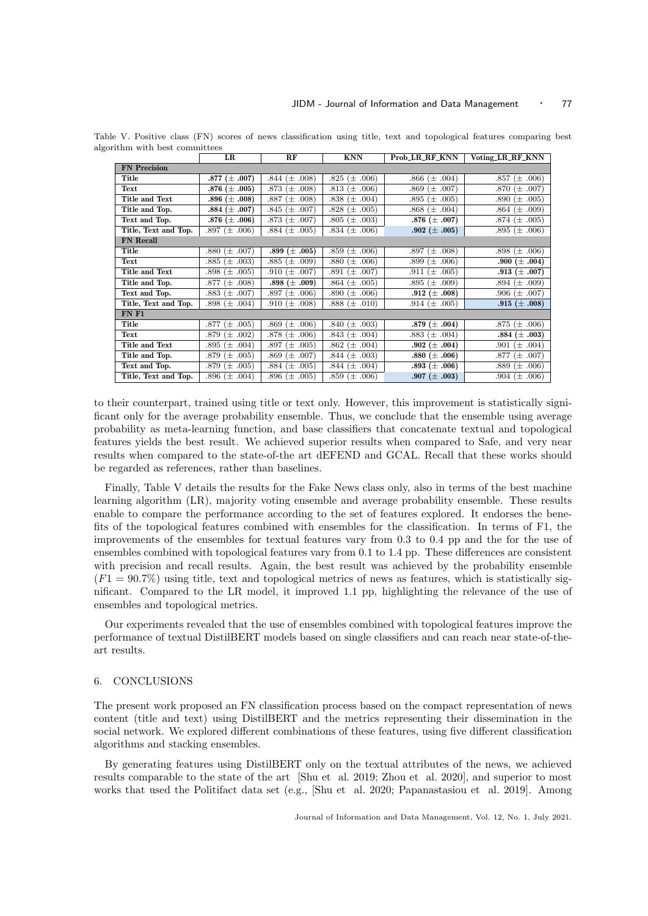Table V. Positive class (FN) scores of news classification using title, text and topological features comparing best algorithm with best committees

| | LR | RF | KNN | Prob_LR_RF_KNN | Voting_LR_RF_KNN |
|---|---|---|---|---|---|
| **FN Precision** | | | | | |
| **Title** | **.877 (± .007)** | .844 (± .008) | .825 (± .006) | .866 (± .004) | .857 (± .006) |
| **Text** | **.876 (± .005)** | .873 (± .008) | .813 (± .006) | .869 (± .007) | .870 (± .007) |
| **Title and Text** | **.896 (± .008)** | .887 (± .008) | .838 (± .004) | .895 (± .005) | .890 (± .005) |
| **Title and Top.** | **.884 (± .007)** | .845 (± .007) | .828 (± .005) | .868 (± .004) | .864 (± .009) |
| **Text and Top.** | **.876 (± .006)** | .873 (± .007) | .805 (± .003) | **.876 (± .007)** | .874 (± .005) |
| **Title, Text and Top.** | .897 (± .006) | .884 (± .005) | .834 (± .006) | **.902 (± .005)** | .895 (± .006) |
| **FN Recall** | | | | | |
| **Title** | .880 (± .007) | **.899 (± .005)** | .859 (± .006) | .897 (± .008) | .898 (± .006) |
| **Text** | .885 (± .003) | .885 (± .009) | .880 (± .006) | .899 (± .006) | **.900 (± .004)** |
| **Title and Text** | .898 (± .005) | .910 (± .007) | .891 (± .007) | .911 (± .005) | **.913 (± .007)** |
| **Title and Top.** | .877 (± .008) | **.898 (± .009)** | .864 (± .005) | .895 (± .009) | .894 (± .009) |
| **Text and Top.** | .883 (± .007) | .897 (± .006) | .890 (± .006) | **.912 (± .008)** | .906 (± .007) |
| **Title, Text and Top.** | .898 (± .004) | .910 (± .008) | .888 (± .010) | .914 (± .005) | **.915 (± .008)** |
| **FN F1** | | | | | |
| **Title** | .877 (± .005) | .869 (± .006) | .840 (± .003) | **.879 (± .004)** | .875 (± .006) |
| **Text** | .879 (± .002) | .878 (± .006) | .843 (± .004) | .883 (± .004) | **.884 (± .003)** |
| **Title and Text** | .895 (± .004) | .897 (± .005) | .862 (± .004) | **.902 (± .004)** | .901 (± .004) |
| **Title and Top.** | .879 (± .005) | .869 (± .007) | .844 (± .003) | **.880 (± .006)** | .877 (± .007) |
| **Text and Top.** | .879 (± .005) | .884 (± .005) | .844 (± .004) | **.893 (± .006)** | .889 (± .006) |
| **Title, Text and Top.** | .896 (± .004) | .896 (± .005) | .859 (± .006) | **.907 (± .003)** | .904 (± .006) |

to their counterpart, trained using title or text only. However, this improvement is statistically significant only for the average probability ensemble. Thus, we conclude that the ensemble using average probability as meta-learning function, and base classifiers that concatenate textual and topological features yields the best result. We achieved superior results when compared to Safe, and very near results when compared to the state-of-the art dEFEND and GCAL. Recall that these works should be regarded as references, rather than baselines.

Finally, Table V details the results for the Fake News class only, also in terms of the best machine learning algorithm (LR), majority voting ensemble and average probability ensemble. These results enable to compare the performance according to the set of features explored. It endorses the benefits of the topological features combined with ensembles for the classification. In terms of F1, the improvements of the ensembles for textual features vary from 0.3 to 0.4 pp and the for the use of ensembles combined with topological features vary from 0.1 to 1.4 pp. These differences are consistent with precision and recall results. Again, the best result was achieved by the probability ensemble ($F1 = 90.7\%$) using title, text and topological metrics of news as features, which is statistically significant. Compared to the LR model, it improved 1.1 pp, highlighting the relevance of the use of ensembles and topological metrics.

Our experiments revealed that the use of ensembles combined with topological features improve the performance of textual DistilBERT models based on single classifiers and can reach near state-of-the-art results.

## 6. CONCLUSIONS

The present work proposed an FN classification process based on the compact representation of news content (title and text) using DistilBERT and the metrics representing their dissemination in the social network. We explored different combinations of these features, using five different classification algorithms and stacking ensembles.

By generating features using DistilBERT only on the textual attributes of the news, we achieved results comparable to the state of the art [Shu et al. 2019; Zhou et al. 2020], and superior to most works that used the Politifact data set (e.g., [Shu et al. 2020; Papanastasiou et al. 2019]. Among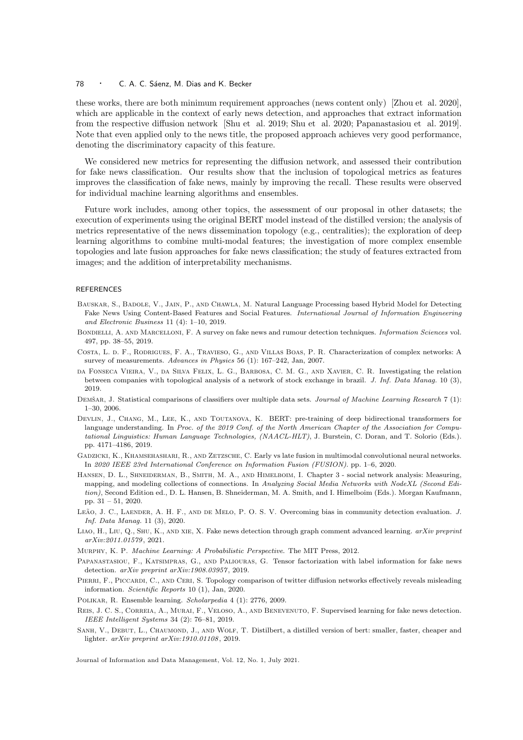these works, there are both minimum requirement approaches (news content only) [Zhou et al. 2020], which are applicable in the context of early news detection, and approaches that extract information from the respective diffusion network [Shu et al. 2019; Shu et al. 2020; Papanastasiou et al. 2019]. Note that even applied only to the news title, the proposed approach achieves very good performance, denoting the discriminatory capacity of this feature.

We considered new metrics for representing the diffusion network, and assessed their contribution for fake news classification. Our results show that the inclusion of topological metrics as features improves the classification of fake news, mainly by improving the recall. These results were observed for individual machine learning algorithms and ensembles.

Future work includes, among other topics, the assessment of our proposal in other datasets; the execution of experiments using the original BERT model instead of the distilled version; the analysis of metrics representative of the news dissemination topology (e.g., centralities); the exploration of deep learning algorithms to combine multi-modal features; the investigation of more complex ensemble topologies and late fusion approaches for fake news classification; the study of features extracted from images; and the addition of interpretability mechanisms.

## REFERENCES

Bauskar, S., Badole, V., Jain, P., and Chawla, M. Natural Language Processing based Hybrid Model for Detecting Fake News Using Content-Based Features and Social Features. *International Journal of Information Engineering and Electronic Business* 11 (4): 1–10, 2019.

Bondielli, A. and Marcelloni, F. A survey on fake news and rumour detection techniques. *Information Sciences* vol. 497, pp. 38–55, 2019.

Costa, L. d. F., Rodrigues, F. A., Travieso, G., and Villas Boas, P. R. Characterization of complex networks: A survey of measurements. *Advances in Physics* 56 (1): 167–242, Jan, 2007.

da Fonseca Vieira, V., da Silva Felix, L. G., Barbosa, C. M. G., and Xavier, C. R. Investigating the relation between companies with topological analysis of a network of stock exchange in brazil. *J. Inf. Data Manag.* 10 (3), 2019.

Demšar, J. Statistical comparisons of classifiers over multiple data sets. *Journal of Machine Learning Research* 7 (1): 1–30, 2006.

Devlin, J., Chang, M., Lee, K., and Toutanova, K. BERT: pre-training of deep bidirectional transformers for language understanding. In *Proc. of the 2019 Conf. of the North American Chapter of the Association for Computational Linguistics: Human Language Technologies, (NAACL-HLT)*, J. Burstein, C. Doran, and T. Solorio (Eds.). pp. 4171–4186, 2019.

Gadzicki, K., Khamsehashari, R., and Zetzsche, C. Early vs late fusion in multimodal convolutional neural networks. In *2020 IEEE 23rd International Conference on Information Fusion (FUSION)*. pp. 1–6, 2020.

Hansen, D. L., Shneiderman, B., Smith, M. A., and Himelboim, I. Chapter 3 - social network analysis: Measuring, mapping, and modeling collections of connections. In *Analyzing Social Media Networks with NodeXL (Second Edition)*, Second Edition ed., D. L. Hansen, B. Shneiderman, M. A. Smith, and I. Himelboim (Eds.). Morgan Kaufmann, pp. 31 – 51, 2020.

Leão, J. C., Laender, A. H. F., and de Melo, P. O. S. V. Overcoming bias in community detection evaluation. *J. Inf. Data Manag.* 11 (3), 2020.

Liao, H., Liu, Q., Shu, K., and xie, X. Fake news detection through graph comment advanced learning. *arXiv preprint arXiv:2011.01579*, 2021.

Murphy, K. P. *Machine Learning: A Probabilistic Perspective*. The MIT Press, 2012.

Papanastasiou, F., Katsimpras, G., and Paliouras, G. Tensor factorization with label information for fake news detection. *arXiv preprint arXiv:1908.03957*, 2019.

Pierri, F., Piccardi, C., and Ceri, S. Topology comparison of twitter diffusion networks effectively reveals misleading information. *Scientific Reports* 10 (1), Jan, 2020.

Polikar, R. Ensemble learning. *Scholarpedia* 4 (1): 2776, 2009.

Reis, J. C. S., Correia, A., Murai, F., Veloso, A., and Benevenuto, F. Supervised learning for fake news detection. *IEEE Intelligent Systems* 34 (2): 76–81, 2019.

Sanh, V., Debut, L., Chaumond, J., and Wolf, T. Distilbert, a distilled version of bert: smaller, faster, cheaper and lighter. *arXiv preprint arXiv:1910.01108*, 2019.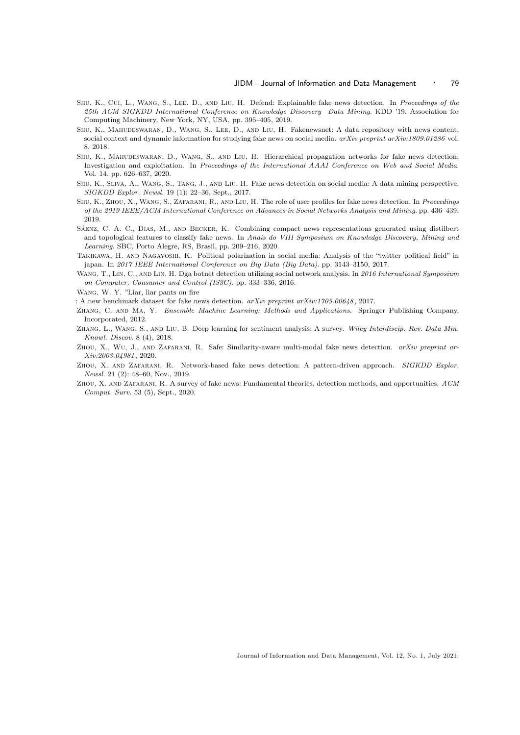Shu, K., Cui, L., Wang, S., Lee, D., and Liu, H. Defend: Explainable fake news detection. In *Proceedings of the 25th ACM SIGKDD International Conference on Knowledge Discovery Data Mining*. KDD '19. Association for Computing Machinery, New York, NY, USA, pp. 395–405, 2019.

Shu, K., Mahudeswaran, D., Wang, S., Lee, D., and Liu, H. Fakenewsnet: A data repository with news content, social context and dynamic information for studying fake news on social media. *arXiv preprint arXiv:1809.01286* vol. 8, 2018.

Shu, K., Mahudeswaran, D., Wang, S., and Liu, H. Hierarchical propagation networks for fake news detection: Investigation and exploitation. In *Proceedings of the International AAAI Conference on Web and Social Media*. Vol. 14. pp. 626–637, 2020.

Shu, K., Sliva, A., Wang, S., Tang, J., and Liu, H. Fake news detection on social media: A data mining perspective. *SIGKDD Explor. Newsl.* 19 (1): 22–36, Sept., 2017.

Shu, K., Zhou, X., Wang, S., Zafarani, R., and Liu, H. The role of user profiles for fake news detection. In *Proceedings of the 2019 IEEE/ACM International Conference on Advances in Social Networks Analysis and Mining*. pp. 436–439, 2019.

Sáenz, C. A. C., Dias, M., and Becker, K. Combining compact news representations generated using distilbert and topological features to classify fake news. In *Anais do VIII Symposium on Knowledge Discovery, Mining and Learning*. SBC, Porto Alegre, RS, Brasil, pp. 209–216, 2020.

Takikawa, H. and Nagayoshi, K. Political polarization in social media: Analysis of the "twitter political field" in japan. In *2017 IEEE International Conference on Big Data (Big Data)*. pp. 3143–3150, 2017.

Wang, T., Lin, C., and Lin, H. Dga botnet detection utilizing social network analysis. In *2016 International Symposium on Computer, Consumer and Control (IS3C)*. pp. 333–336, 2016.

Wang, W. Y. "Liar, liar pants on fire

: A new benchmark dataset for fake news detection. *arXiv preprint arXiv:1705.00648*, 2017.

Zhang, C. and Ma, Y. *Ensemble Machine Learning: Methods and Applications*. Springer Publishing Company, Incorporated, 2012.

Zhang, L., Wang, S., and Liu, B. Deep learning for sentiment analysis: A survey. *Wiley Interdiscip. Rev. Data Min. Knowl. Discov.* 8 (4), 2018.

Zhou, X., Wu, J., and Zafarani, R. Safe: Similarity-aware multi-modal fake news detection. *arXiv preprint arXiv:2003.04981*, 2020.

Zhou, X. and Zafarani, R. Network-based fake news detection: A pattern-driven approach. *SIGKDD Explor. Newsl.* 21 (2): 48–60, Nov., 2019.

Zhou, X. and Zafarani, R. A survey of fake news: Fundamental theories, detection methods, and opportunities. *ACM Comput. Surv.* 53 (5), Sept., 2020.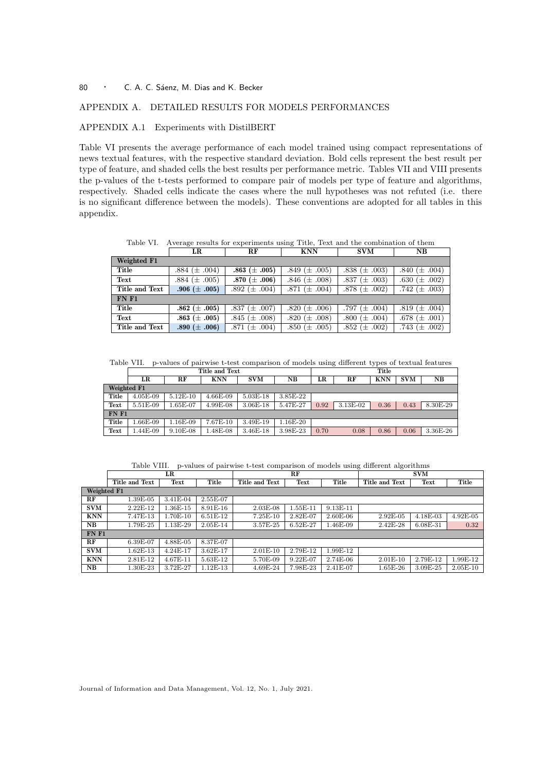## APPENDIX A. DETAILED RESULTS FOR MODELS PERFORMANCES

### APPENDIX A.1 Experiments with DistilBERT

Table VI presents the average performance of each model trained using compact representations of news textual features, with the respective standard deviation. Bold cells represent the best result per type of feature, and shaded cells the best results per performance metric. Tables VII and VIII presents the p-values of the t-tests performed to compare pair of models per type of feature and algorithms, respectively. Shaded cells indicate the cases where the null hypotheses was not refuted (i.e. there is no significant difference between the models). These conventions are adopted for all tables in this appendix.

Table VI. Average results for experiments using Title, Text and the combination of them

| | LR | RF | KNN | SVM | NB |
|---|---|---|---|---|---|
| **Weighted F1** | | | | | |
| **Title** | .884 (± .004) | **.863 (± .005)** | .849 (± .005) | .838 (± .003) | .840 (± .004) |
| **Text** | .884 (± .005) | **.870 (± .006)** | .846 (± .008) | .837 (± .003) | .630 (± .002) |
| **Title and Text** | **.906 (± .005)** | .892 (± .004) | .871 (± .004) | .878 (± .002) | .742 (± .003) |
| **FN F1** | | | | | |
| **Title** | **.862 (± .005)** | .837 (± .007) | .820 (± .006) | .797 (± .004) | .819 (± .004) |
| **Text** | **.863 (± .005)** | .845 (± .008) | .820 (± .008) | .800 (± .004) | .678 (± .001) |
| **Title and Text** | **.890 (± .006)** | .871 (± .004) | .850 (± .005) | .852 (± .002) | .743 (± .002) |

Table VII. p-values of pairwise t-test comparison of models using different types of textual features

| | Title and Text | | | | | Title | | | | |
|---|---|---|---|---|---|---|---|---|---|---|
| | **LR** | **RF** | **KNN** | **SVM** | **NB** | **LR** | **RF** | **KNN** | **SVM** | **NB** |
| **Weighted F1** | | | | | | | | | | |
| **Title** | 4.05E-09 | 5.12E-10 | 4.66E-09 | 5.03E-18 | 3.85E-22 | | | | | |
| **Text** | 5.51E-09 | 1.65E-07 | 4.99E-08 | 3.06E-18 | 5.47E-27 | 0.92 | 3.13E-02 | 0.36 | 0.43 | 8.30E-29 |
| **FN F1** | | | | | | | | | | |
| **Title** | 1.66E-09 | 1.16E-09 | 7.67E-10 | 3.49E-19 | 1.16E-20 | | | | | |
| **Text** | 1.44E-09 | 9.10E-08 | 1.48E-08 | 3.46E-18 | 3.98E-23 | 0.70 | 0.08 | 0.86 | 0.06 | 3.36E-26 |

Table VIII. p-values of pairwise t-test comparison of models using different algorithms

| | LR | | | RF | | | SVM | | |
|---|---|---|---|---|---|---|---|---|---|
| | **Title and Text** | **Text** | **Title** | **Title and Text** | **Text** | **Title** | **Title and Text** | **Text** | **Title** |
| **Weighted F1** | | | | | | | | | |
| **RF** | 1.39E-05 | 3.41E-04 | 2.55E-07 | | | | | | |
| **SVM** | 2.22E-12 | 1.36E-15 | 8.91E-16 | 2.03E-08 | 1.55E-11 | 9.13E-11 | | | |
| **KNN** | 7.47E-13 | 1.70E-10 | 6.51E-12 | 7.25E-10 | 2.82E-07 | 2.60E-06 | 2.92E-05 | 4.18E-03 | 4.92E-05 |
| **NB** | 1.79E-25 | 1.13E-29 | 2.05E-14 | 3.57E-25 | 6.52E-27 | 1.46E-09 | 2.42E-28 | 6.08E-31 | 0.32 |
| **FN F1** | | | | | | | | | |
| **RF** | 6.39E-07 | 4.88E-05 | 8.37E-07 | | | | | | |
| **SVM** | 1.62E-13 | 4.24E-17 | 3.62E-17 | 2.01E-10 | 2.79E-12 | 1.99E-12 | | | |
| **KNN** | 2.81E-12 | 4.67E-11 | 5.63E-12 | 5.70E-09 | 9.22E-07 | 2.74E-06 | 2.01E-10 | 2.79E-12 | 1.99E-12 |
| **NB** | 1.30E-23 | 3.72E-27 | 1.12E-13 | 4.69E-24 | 7.98E-23 | 2.41E-07 | 1.65E-26 | 3.09E-25 | 2.05E-10 |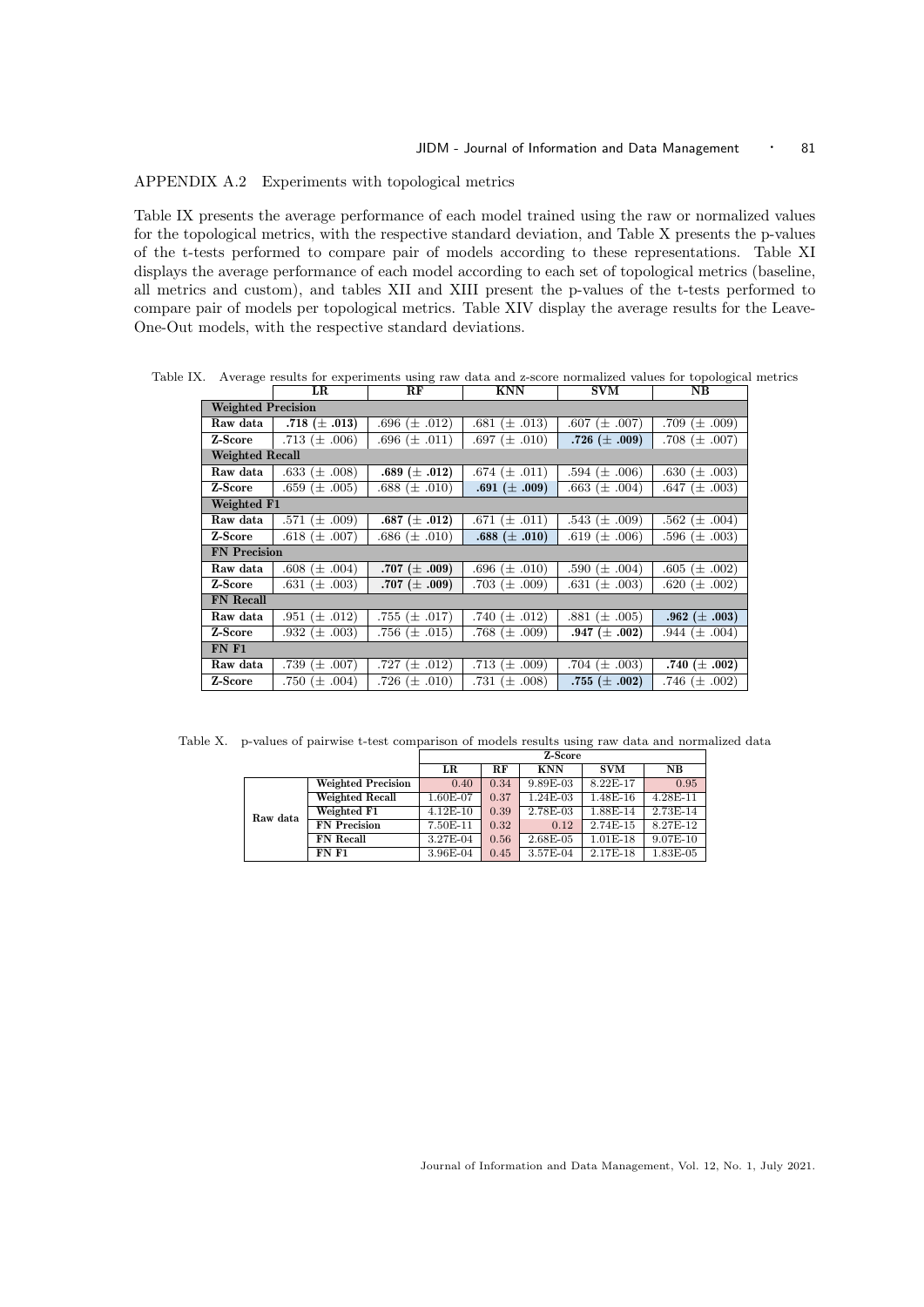## APPENDIX A.2 Experiments with topological metrics

Table IX presents the average performance of each model trained using the raw or normalized values for the topological metrics, with the respective standard deviation, and Table X presents the p-values of the t-tests performed to compare pair of models according to these representations. Table XI displays the average performance of each model according to each set of topological metrics (baseline, all metrics and custom), and tables XII and XIII present the p-values of the t-tests performed to compare pair of models per topological metrics. Table XIV display the average results for the Leave-One-Out models, with the respective standard deviations.

Table IX. Average results for experiments using raw data and z-score normalized values for topological metrics

| | LR | RF | KNN | SVM | NB |
|---|---|---|---|---|---|
| **Weighted Precision** | | | | | |
| **Raw data** | **.718 (± .013)** | .696 (± .012) | .681 (± .013) | .607 (± .007) | .709 (± .009) |
| **Z-Score** | .713 (± .006) | .696 (± .011) | .697 (± .010) | **.726 (± .009)** | .708 (± .007) |
| **Weighted Recall** | | | | | |
| **Raw data** | .633 (± .008) | **.689 (± .012)** | .674 (± .011) | .594 (± .006) | .630 (± .003) |
| **Z-Score** | .659 (± .005) | .688 (± .010) | **.691 (± .009)** | .663 (± .004) | .647 (± .003) |
| **Weighted F1** | | | | | |
| **Raw data** | .571 (± .009) | **.687 (± .012)** | .671 (± .011) | .543 (± .009) | .562 (± .004) |
| **Z-Score** | .618 (± .007) | .686 (± .010) | **.688 (± .010)** | .619 (± .006) | .596 (± .003) |
| **FN Precision** | | | | | |
| **Raw data** | .608 (± .004) | **.707 (± .009)** | .696 (± .010) | .590 (± .004) | .605 (± .002) |
| **Z-Score** | .631 (± .003) | **.707 (± .009)** | .703 (± .009) | .631 (± .003) | .620 (± .002) |
| **FN Recall** | | | | | |
| **Raw data** | .951 (± .012) | .755 (± .017) | .740 (± .012) | .881 (± .005) | **.962 (± .003)** |
| **Z-Score** | .932 (± .003) | .756 (± .015) | .768 (± .009) | **.947 (± .002)** | .944 (± .004) |
| **FN F1** | | | | | |
| **Raw data** | .739 (± .007) | .727 (± .012) | .713 (± .009) | .704 (± .003) | **.740 (± .002)** |
| **Z-Score** | .750 (± .004) | .726 (± .010) | .731 (± .008) | **.755 (± .002)** | .746 (± .002) |

Table X. p-values of pairwise t-test comparison of models results using raw data and normalized data

| | | Z-Score | | | | |
|---|---|---|---|---|---|---|
| | | **LR** | **RF** | **KNN** | **SVM** | **NB** |
| **Raw data** | **Weighted Precision** | 0.40 | 0.34 | 9.89E-03 | 8.22E-17 | 0.95 |
| | **Weighted Recall** | 1.60E-07 | 0.37 | 1.24E-03 | 1.48E-16 | 4.28E-11 |
| | **Weighted F1** | 4.12E-10 | 0.39 | 2.78E-03 | 1.88E-14 | 2.73E-14 |
| | **FN Precision** | 7.50E-11 | 0.32 | 0.12 | 2.74E-15 | 8.27E-12 |
| | **FN Recall** | 3.27E-04 | 0.56 | 2.68E-05 | 1.01E-18 | 9.07E-10 |
| | **FN F1** | 3.96E-04 | 0.45 | 3.57E-04 | 2.17E-18 | 1.83E-05 |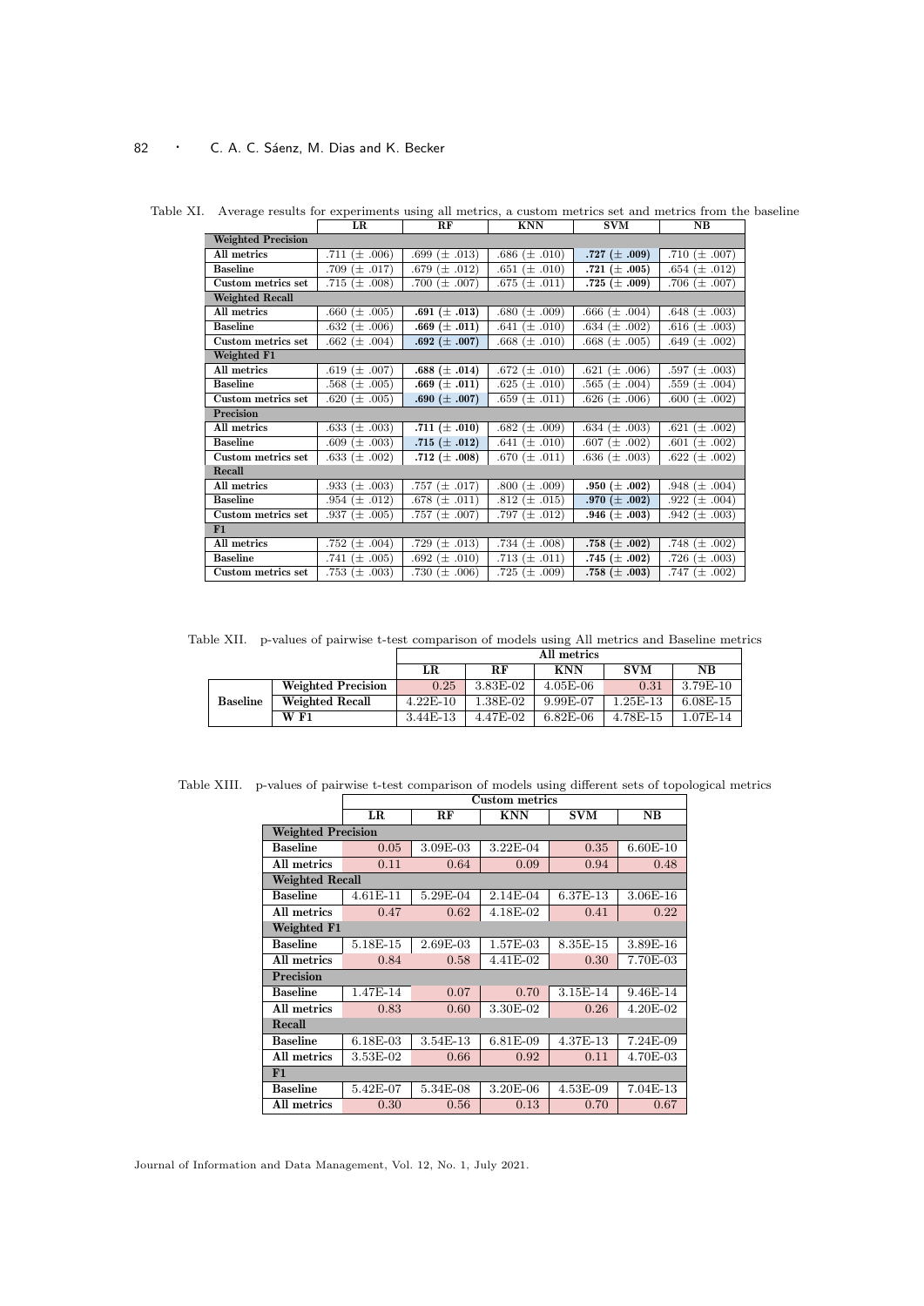Table XI. Average results for experiments using all metrics, a custom metrics set and metrics from the baseline

| | LR | RF | KNN | SVM | NB |
|---|---|---|---|---|---|
| **Weighted Precision** | | | | | |
| **All metrics** | .711 (± .006) | .699 (± .013) | .686 (± .010) | **.727 (± .009)** | .710 (± .007) |
| **Baseline** | .709 (± .017) | .679 (± .012) | .651 (± .010) | **.721 (± .005)** | .654 (± .012) |
| **Custom metrics set** | .715 (± .008) | .700 (± .007) | .675 (± .011) | **.725 (± .009)** | .706 (± .007) |
| **Weighted Recall** | | | | | |
| **All metrics** | .660 (± .005) | **.691 (± .013)** | .680 (± .009) | .666 (± .004) | .648 (± .003) |
| **Baseline** | .632 (± .006) | **.669 (± .011)** | .641 (± .010) | .634 (± .002) | .616 (± .003) |
| **Custom metrics set** | .662 (± .004) | **.692 (± .007)** | .668 (± .010) | .668 (± .005) | .649 (± .002) |
| **Weighted F1** | | | | | |
| **All metrics** | .619 (± .007) | **.688 (± .014)** | .672 (± .010) | .621 (± .006) | .597 (± .003) |
| **Baseline** | .568 (± .005) | **.669 (± .011)** | .625 (± .010) | .565 (± .004) | .559 (± .004) |
| **Custom metrics set** | .620 (± .005) | **.690 (± .007)** | .659 (± .011) | .626 (± .006) | .600 (± .002) |
| **Precision** | | | | | |
| **All metrics** | .633 (± .003) | **.711 (± .010)** | .682 (± .009) | .634 (± .003) | .621 (± .002) |
| **Baseline** | .609 (± .003) | **.715 (± .012)** | .641 (± .010) | .607 (± .002) | .601 (± .002) |
| **Custom metrics set** | .633 (± .002) | **.712 (± .008)** | .670 (± .011) | .636 (± .003) | .622 (± .002) |
| **Recall** | | | | | |
| **All metrics** | .933 (± .003) | .757 (± .017) | .800 (± .009) | **.950 (± .002)** | .948 (± .004) |
| **Baseline** | .954 (± .012) | .678 (± .011) | .812 (± .015) | **.970 (± .002)** | .922 (± .004) |
| **Custom metrics set** | .937 (± .005) | .757 (± .007) | .797 (± .012) | **.946 (± .003)** | .942 (± .003) |
| **F1** | | | | | |
| **All metrics** | .752 (± .004) | .729 (± .013) | .734 (± .008) | **.758 (± .002)** | .748 (± .002) |
| **Baseline** | .741 (± .005) | .692 (± .010) | .713 (± .011) | **.745 (± .002)** | .726 (± .003) |
| **Custom metrics set** | .753 (± .003) | .730 (± .006) | .725 (± .009) | **.758 (± .003)** | .747 (± .002) |

Table XII. p-values of pairwise t-test comparison of models using All metrics and Baseline metrics

| | | All metrics | | | | |
|---|---|---|---|---|---|---|
| | | **LR** | **RF** | **KNN** | **SVM** | **NB** |
| **Baseline** | **Weighted Precision** | 0.25 | 3.83E-02 | 4.05E-06 | 0.31 | 3.79E-10 |
| | **Weighted Recall** | 4.22E-10 | 1.38E-02 | 9.99E-07 | 1.25E-13 | 6.08E-15 |
| | **W F1** | 3.44E-13 | 4.47E-02 | 6.82E-06 | 4.78E-15 | 1.07E-14 |

Table XIII. p-values of pairwise t-test comparison of models using different sets of topological metrics

| | Custom metrics | | | | |
|---|---|---|---|---|---|
| | **LR** | **RF** | **KNN** | **SVM** | **NB** |
| **Weighted Precision** | | | | | |
| **Baseline** | 0.05 | 3.09E-03 | 3.22E-04 | 0.35 | 6.60E-10 |
| **All metrics** | 0.11 | 0.64 | 0.09 | 0.94 | 0.48 |
| **Weighted Recall** | | | | | |
| **Baseline** | 4.61E-11 | 5.29E-04 | 2.14E-04 | 6.37E-13 | 3.06E-16 |
| **All metrics** | 0.47 | 0.62 | 4.18E-02 | 0.41 | 0.22 |
| **Weighted F1** | | | | | |
| **Baseline** | 5.18E-15 | 2.69E-03 | 1.57E-03 | 8.35E-15 | 3.89E-16 |
| **All metrics** | 0.84 | 0.58 | 4.41E-02 | 0.30 | 7.70E-03 |
| **Precision** | | | | | |
| **Baseline** | 1.47E-14 | 0.07 | 0.70 | 3.15E-14 | 9.46E-14 |
| **All metrics** | 0.83 | 0.60 | 3.30E-02 | 0.26 | 4.20E-02 |
| **Recall** | | | | | |
| **Baseline** | 6.18E-03 | 3.54E-13 | 6.81E-09 | 4.37E-13 | 7.24E-09 |
| **All metrics** | 3.53E-02 | 0.66 | 0.92 | 0.11 | 4.70E-03 |
| **F1** | | | | | |
| **Baseline** | 5.42E-07 | 5.34E-08 | 3.20E-06 | 4.53E-09 | 7.04E-13 |
| **All metrics** | 0.30 | 0.56 | 0.13 | 0.70 | 0.67 |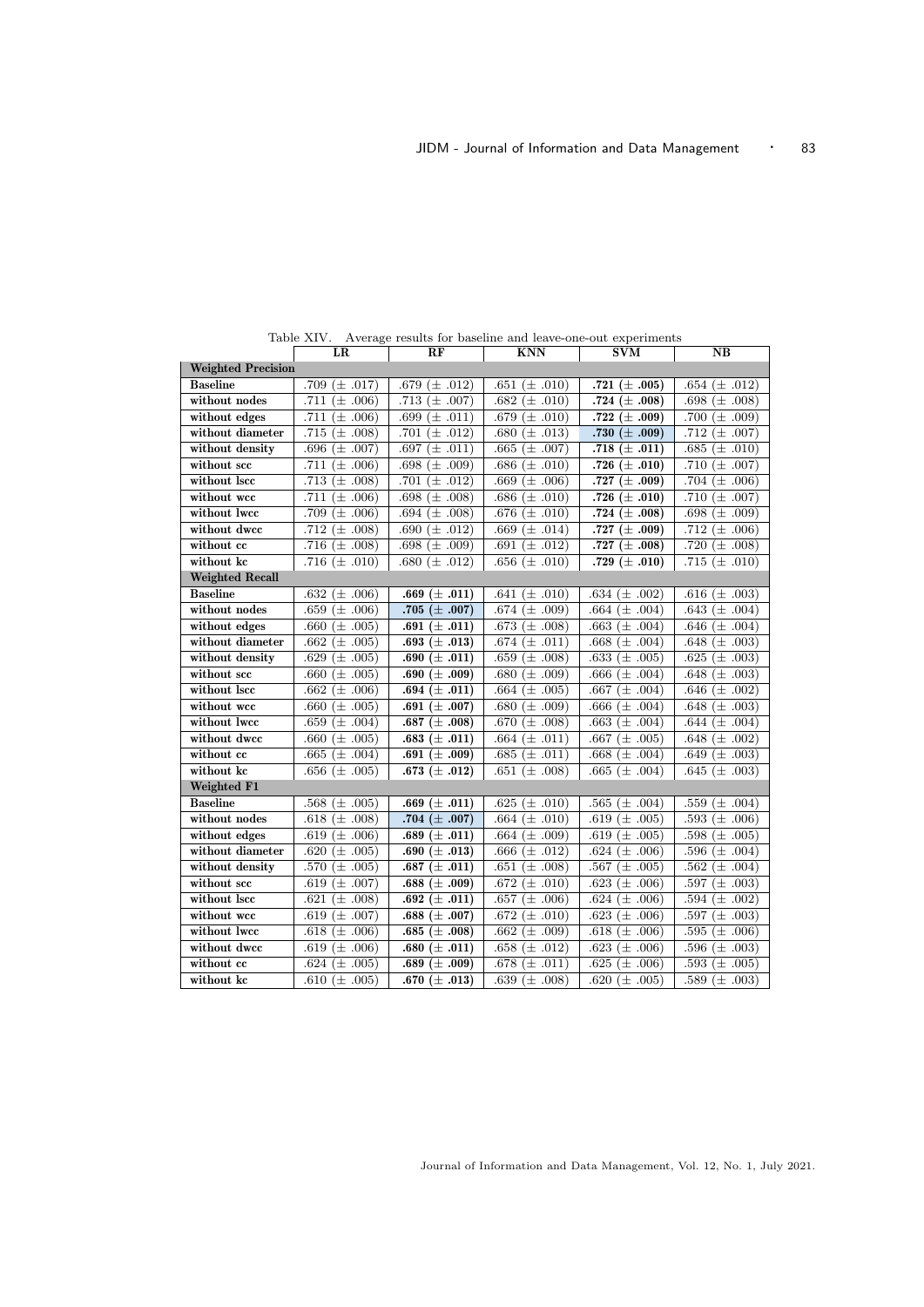Table XIV. Average results for baseline and leave-one-out experiments

| | LR | RF | KNN | SVM | NB |
|---|---|---|---|---|---|
| **Weighted Precision** | | | | | |
| **Baseline** | .709 (± .017) | .679 (± .012) | .651 (± .010) | **.721 (± .005)** | .654 (± .012) |
| **without nodes** | .711 (± .006) | .713 (± .007) | .682 (± .010) | **.724 (± .008)** | .698 (± .008) |
| **without edges** | .711 (± .006) | .699 (± .011) | .679 (± .010) | **.722 (± .009)** | .700 (± .009) |
| **without diameter** | .715 (± .008) | .701 (± .012) | .680 (± .013) | **.730 (± .009)** | .712 (± .007) |
| **without density** | .696 (± .007) | .697 (± .011) | .665 (± .007) | **.718 (± .011)** | .685 (± .010) |
| **without scc** | .711 (± .006) | .698 (± .009) | .686 (± .010) | **.726 (± .010)** | .710 (± .007) |
| **without lscc** | .713 (± .008) | .701 (± .012) | .669 (± .006) | **.727 (± .009)** | .704 (± .006) |
| **without wcc** | .711 (± .006) | .698 (± .008) | .686 (± .010) | **.726 (± .010)** | .710 (± .007) |
| **without lwcc** | .709 (± .006) | .694 (± .008) | .676 (± .010) | **.724 (± .008)** | .698 (± .009) |
| **without dwcc** | .712 (± .008) | .690 (± .012) | .669 (± .014) | **.727 (± .009)** | .712 (± .006) |
| **without cc** | .716 (± .008) | .698 (± .009) | .691 (± .012) | **.727 (± .008)** | .720 (± .008) |
| **without kc** | .716 (± .010) | .680 (± .012) | .656 (± .010) | **.729 (± .010)** | .715 (± .010) |
| **Weighted Recall** | | | | | |
| **Baseline** | .632 (± .006) | **.669 (± .011)** | .641 (± .010) | .634 (± .002) | .616 (± .003) |
| **without nodes** | .659 (± .006) | **.705 (± .007)** | .674 (± .009) | .664 (± .004) | .643 (± .004) |
| **without edges** | .660 (± .005) | **.691 (± .011)** | .673 (± .008) | .663 (± .004) | .646 (± .004) |
| **without diameter** | .662 (± .005) | **.693 (± .013)** | .674 (± .011) | .668 (± .004) | .648 (± .003) |
| **without density** | .629 (± .005) | **.690 (± .011)** | .659 (± .008) | .633 (± .005) | .625 (± .003) |
| **without scc** | .660 (± .005) | **.690 (± .009)** | .680 (± .009) | .666 (± .004) | .648 (± .003) |
| **without lscc** | .662 (± .006) | **.694 (± .011)** | .664 (± .005) | .667 (± .004) | .646 (± .002) |
| **without wcc** | .660 (± .005) | **.691 (± .007)** | .680 (± .009) | .666 (± .004) | .648 (± .003) |
| **without lwcc** | .659 (± .004) | **.687 (± .008)** | .670 (± .008) | .663 (± .004) | .644 (± .004) |
| **without dwcc** | .660 (± .005) | **.683 (± .011)** | .664 (± .011) | .667 (± .005) | .648 (± .002) |
| **without cc** | .665 (± .004) | **.691 (± .009)** | .685 (± .011) | .668 (± .004) | .649 (± .003) |
| **without kc** | .656 (± .005) | **.673 (± .012)** | .651 (± .008) | .665 (± .004) | .645 (± .003) |
| **Weighted F1** | | | | | |
| **Baseline** | .568 (± .005) | **.669 (± .011)** | .625 (± .010) | .565 (± .004) | .559 (± .004) |
| **without nodes** | .618 (± .008) | **.704 (± .007)** | .664 (± .010) | .619 (± .005) | .593 (± .006) |
| **without edges** | .619 (± .006) | **.689 (± .011)** | .664 (± .009) | .619 (± .005) | .598 (± .005) |
| **without diameter** | .620 (± .005) | **.690 (± .013)** | .666 (± .012) | .624 (± .006) | .596 (± .004) |
| **without density** | .570 (± .005) | **.687 (± .011)** | .651 (± .008) | .567 (± .005) | .562 (± .004) |
| **without scc** | .619 (± .007) | **.688 (± .009)** | .672 (± .010) | .623 (± .006) | .597 (± .003) |
| **without lscc** | .621 (± .008) | **.692 (± .011)** | .657 (± .006) | .624 (± .006) | .594 (± .002) |
| **without wcc** | .619 (± .007) | **.688 (± .007)** | .672 (± .010) | .623 (± .006) | .597 (± .003) |
| **without lwcc** | .618 (± .006) | **.685 (± .008)** | .662 (± .009) | .618 (± .006) | .595 (± .006) |
| **without dwcc** | .619 (± .006) | **.680 (± .011)** | .658 (± .012) | .623 (± .006) | .596 (± .003) |
| **without cc** | .624 (± .005) | **.689 (± .009)** | .678 (± .011) | .625 (± .006) | .593 (± .005) |
| **without kc** | .610 (± .005) | **.670 (± .013)** | .639 (± .008) | .620 (± .005) | .589 (± .003) |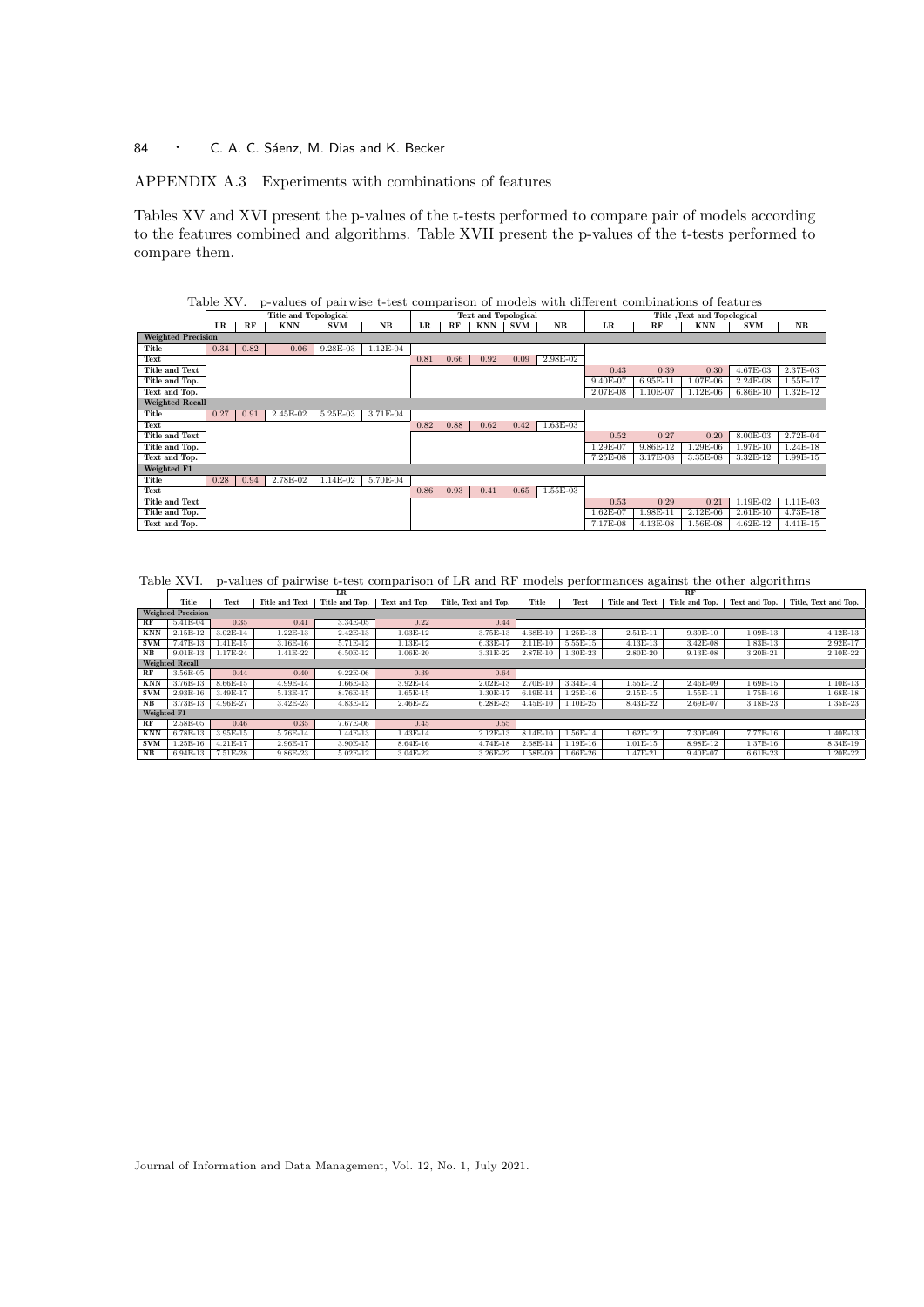APPENDIX A.3 Experiments with combinations of features

Tables XV and XVI present the p-values of the t-tests performed to compare pair of models according to the features combined and algorithms. Table XVII present the p-values of the t-tests performed to compare them.

Table XV. p-values of pairwise t-test comparison of models with different combinations of features

| | Title and Topological | | | | | Text and Topological | | | | | Title ,Text and Topological | | | | |
|---|---|---|---|---|---|---|---|---|---|---|---|---|---|---|---|
| | LR | RF | KNN | SVM | NB | LR | RF | KNN | SVM | NB | LR | RF | KNN | SVM | NB |
| **Weighted Precision** | | | | | | | | | | | | | | | |
| Title | 0.34 | 0.82 | 0.06 | 9.28E-03 | 1.12E-04 | | | | | | | | | | |
| Text | | | | | | 0.81 | 0.66 | 0.92 | 0.09 | 2.98E-02 | | | | | |
| Title and Text | | | | | | | | | | | 0.43 | 0.39 | 0.30 | 4.67E-03 | 2.37E-03 |
| Title and Top. | | | | | | | | | | | 9.40E-07 | 6.95E-11 | 1.07E-06 | 2.24E-08 | 1.55E-17 |
| Text and Top. | | | | | | | | | | | 2.07E-08 | 1.10E-07 | 1.12E-06 | 6.86E-10 | 1.32E-12 |
| **Weighted Recall** | | | | | | | | | | | | | | | |
| Title | 0.27 | 0.91 | 2.45E-02 | 5.25E-03 | 3.71E-04 | | | | | | | | | | |
| Text | | | | | | 0.82 | 0.88 | 0.62 | 0.42 | 1.63E-03 | | | | | |
| Title and Text | | | | | | | | | | | 0.52 | 0.27 | 0.20 | 8.00E-03 | 2.72E-04 |
| Title and Top. | | | | | | | | | | | 1.29E-07 | 9.86E-12 | 1.29E-06 | 1.97E-10 | 1.24E-18 |
| Text and Top. | | | | | | | | | | | 7.25E-08 | 3.17E-08 | 3.35E-08 | 3.32E-12 | 1.99E-15 |
| **Weighted F1** | | | | | | | | | | | | | | | |
| Title | 0.28 | 0.94 | 2.78E-02 | 1.14E-02 | 5.70E-04 | | | | | | | | | | |
| Text | | | | | | 0.86 | 0.93 | 0.41 | 0.65 | 1.55E-03 | | | | | |
| Title and Text | | | | | | | | | | | 0.53 | 0.29 | 0.21 | 1.19E-02 | 1.11E-03 |
| Title and Top. | | | | | | | | | | | 1.62E-07 | 1.98E-11 | 2.12E-06 | 2.61E-10 | 4.73E-18 |
| Text and Top. | | | | | | | | | | | 7.17E-08 | 4.13E-08 | 1.56E-08 | 4.62E-12 | 4.41E-15 |

Table XVI. p-values of pairwise t-test comparison of LR and RF models performances against the other algorithms

| | LR | | | | | | RF | | | | | |
|---|---|---|---|---|---|---|---|---|---|---|---|---|
| | Title | Text | Title and Text | Title and Top. | Text and Top. | Title, Text and Top. | Title | Text | Title and Text | Title and Top. | Text and Top. | Title, Text and Top. |
| **Weighted Precision** | | | | | | | | | | | | |
| RF | 5.41E-04 | 0.35 | 0.41 | 3.34E-05 | 0.22 | 0.44 | | | | | | |
| KNN | 2.15E-12 | 3.02E-14 | 1.22E-13 | 2.42E-13 | 1.03E-12 | 3.75E-13 | 4.68E-10 | 1.25E-13 | 2.51E-11 | 9.39E-10 | 1.09E-13 | 4.12E-13 |
| SVM | 7.47E-13 | 1.41E-15 | 3.16E-16 | 5.71E-12 | 1.13E-12 | 6.33E-17 | 2.11E-10 | 5.55E-15 | 4.13E-13 | 3.42E-08 | 1.83E-13 | 2.92E-17 |
| NB | 9.01E-13 | 1.17E-24 | 1.41E-22 | 6.50E-12 | 1.06E-20 | 3.31E-22 | 2.87E-10 | 1.30E-23 | 2.80E-20 | 9.13E-08 | 3.20E-21 | 2.10E-22 |
| **Weighted Recall** | | | | | | | | | | | | |
| RF | 3.56E-05 | 0.44 | 0.40 | 9.22E-06 | 0.39 | 0.64 | | | | | | |
| KNN | 3.76E-13 | 8.66E-15 | 4.99E-14 | 1.66E-13 | 3.92E-14 | 2.02E-13 | 2.70E-10 | 3.34E-14 | 1.55E-12 | 2.46E-09 | 1.69E-15 | 1.10E-13 |
| SVM | 2.93E-16 | 3.49E-17 | 5.13E-17 | 8.76E-15 | 1.65E-15 | 1.30E-17 | 6.19E-14 | 1.25E-16 | 2.15E-15 | 1.55E-11 | 1.75E-16 | 1.68E-18 |
| NB | 3.73E-13 | 4.96E-27 | 3.42E-23 | 4.83E-12 | 2.46E-22 | 6.28E-23 | 4.45E-10 | 1.10E-25 | 8.43E-22 | 2.69E-07 | 3.18E-23 | 1.35E-23 |
| **Weighted F1** | | | | | | | | | | | | |
| RF | 2.58E-05 | 0.46 | 0.35 | 7.67E-06 | 0.45 | 0.55 | | | | | | |
| KNN | 6.78E-13 | 3.95E-15 | 5.76E-14 | 1.44E-13 | 1.43E-14 | 2.12E-13 | 8.14E-10 | 1.56E-14 | 1.62E-12 | 7.30E-09 | 7.77E-16 | 1.40E-13 |
| SVM | 1.25E-16 | 4.21E-17 | 2.96E-17 | 3.90E-15 | 8.64E-16 | 4.74E-18 | 2.68E-14 | 1.19E-16 | 1.01E-15 | 8.98E-12 | 1.37E-16 | 8.34E-19 |
| NB | 6.94E-13 | 7.51E-28 | 9.86E-23 | 5.02E-12 | 3.04E-22 | 3.26E-22 | 1.58E-09 | 1.66E-26 | 1.47E-21 | 9.40E-07 | 6.61E-23 | 1.20E-22 |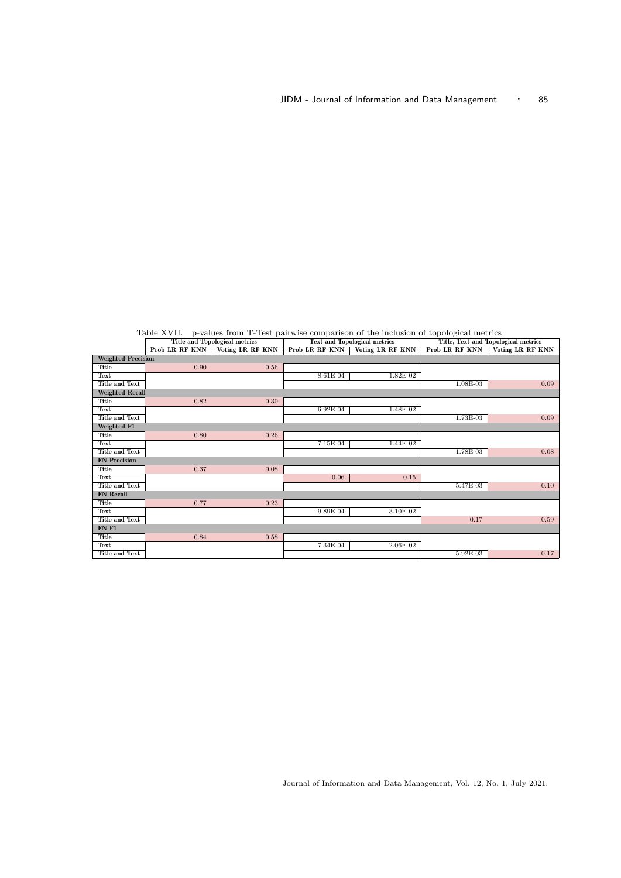Table XVII. p-values from T-Test pairwise comparison of the inclusion of topological metrics

| | Title and Topological metrics | | Text and Topological metrics | | Title, Text and Topological metrics | |
|---|---|---|---|---|---|---|
| | Prob_LR_RF_KNN | Voting_LR_RF_KNN | Prob_LR_RF_KNN | Voting_LR_RF_KNN | Prob_LR_RF_KNN | Voting_LR_RF_KNN |
| **Weighted Precision** | | | | | | |
| Title | 0.90 | 0.56 | | | | |
| Text | | | 8.61E-04 | 1.82E-02 | | |
| Title and Text | | | | | 1.08E-03 | 0.09 |
| **Weighted Recall** | | | | | | |
| Title | 0.82 | 0.30 | | | | |
| Text | | | 6.92E-04 | 1.48E-02 | | |
| Title and Text | | | | | 1.73E-03 | 0.09 |
| **Weighted F1** | | | | | | |
| Title | 0.80 | 0.26 | | | | |
| Text | | | 7.15E-04 | 1.44E-02 | | |
| Title and Text | | | | | 1.78E-03 | 0.08 |
| **FN Precision** | | | | | | |
| Title | 0.37 | 0.08 | | | | |
| Text | | | 0.06 | 0.15 | | |
| Title and Text | | | | | 5.47E-03 | 0.10 |
| **FN Recall** | | | | | | |
| Title | 0.77 | 0.23 | | | | |
| Text | | | 9.89E-04 | 3.10E-02 | | |
| Title and Text | | | | | 0.17 | 0.59 |
| **FN F1** | | | | | | |
| Title | 0.84 | 0.58 | | | | |
| Text | | | 7.34E-04 | 2.06E-02 | | |
| Title and Text | | | | | 5.92E-03 | 0.17 |